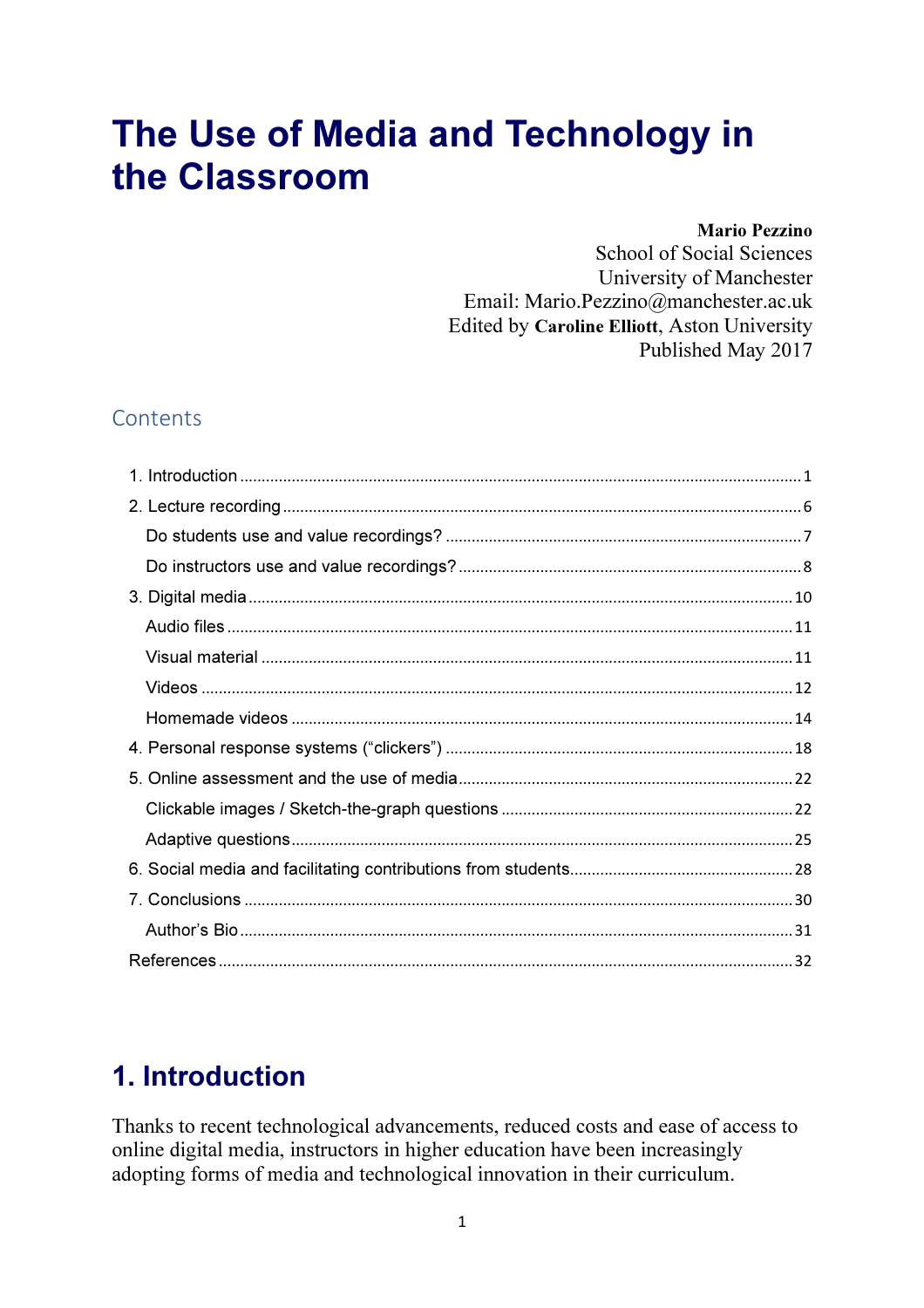# The Use of Media and Technology in the Classroom

**Mario Pezzino**
School of Social Sciences
University of Manchester
Email: Mario.Pezzino@manchester.ac.uk
Edited by **Caroline Elliott**, Aston University
Published May 2017

## Contents

1. Introduction ..... 1
2. Lecture recording ..... 6
   - Do students use and value recordings? ..... 7
   - Do instructors use and value recordings? ..... 8
3. Digital media ..... 10
   - Audio files ..... 11
   - Visual material ..... 11
   - Videos ..... 12
   - Homemade videos ..... 14
4. Personal response systems ("clickers") ..... 18
5. Online assessment and the use of media ..... 22
   - Clickable images / Sketch-the-graph questions ..... 22
   - Adaptive questions ..... 25
6. Social media and facilitating contributions from students ..... 28
7. Conclusions ..... 30
   - Author's Bio ..... 31

References ..... 32

## 1. Introduction

Thanks to recent technological advancements, reduced costs and ease of access to online digital media, instructors in higher education have been increasingly adopting forms of media and technological innovation in their curriculum.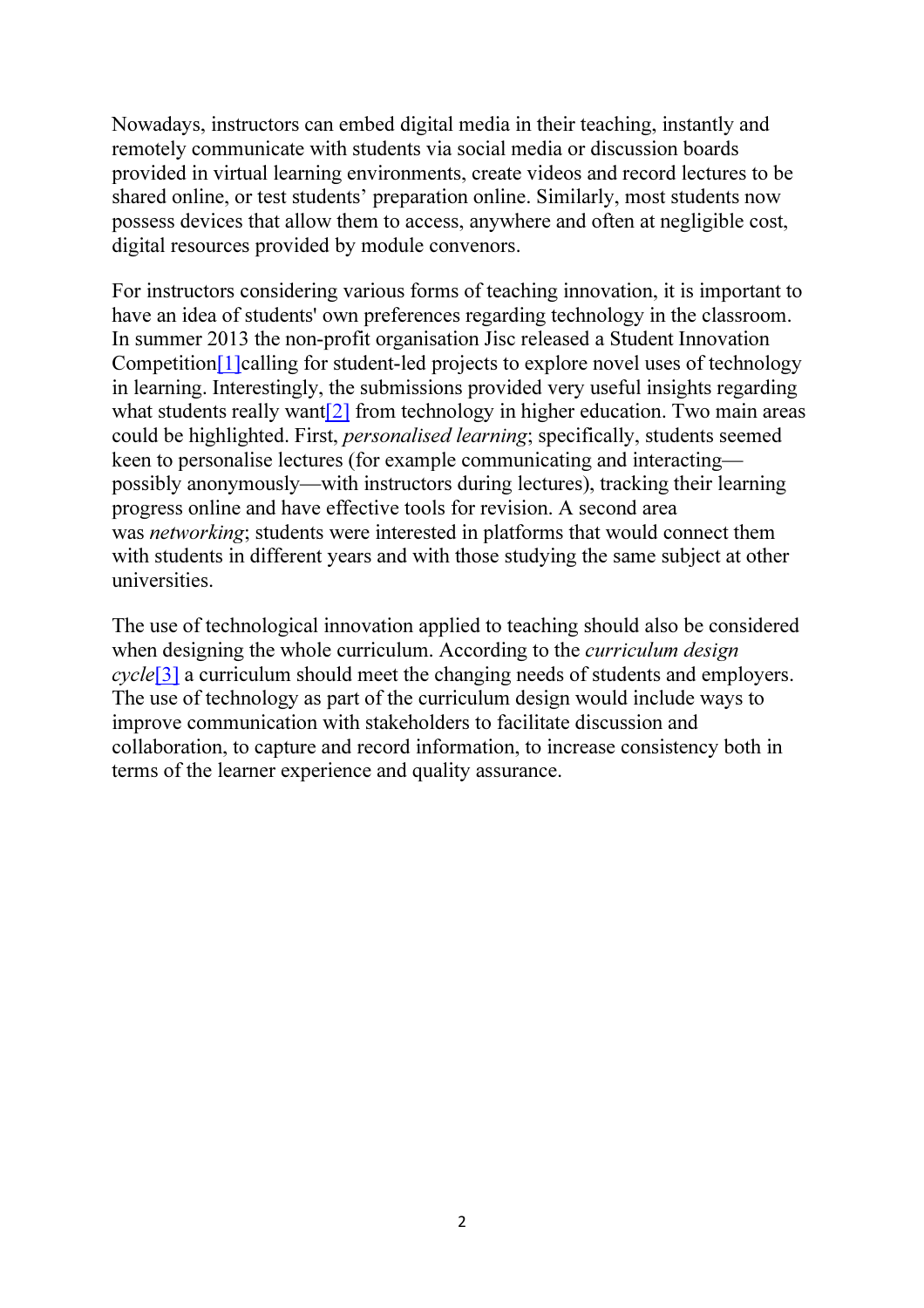Nowadays, instructors can embed digital media in their teaching, instantly and remotely communicate with students via social media or discussion boards provided in virtual learning environments, create videos and record lectures to be shared online, or test students' preparation online. Similarly, most students now possess devices that allow them to access, anywhere and often at negligible cost, digital resources provided by module convenors.

For instructors considering various forms of teaching innovation, it is important to have an idea of students' own preferences regarding technology in the classroom. In summer 2013 the non-profit organisation Jisc released a Student Innovation Competition[1]calling for student-led projects to explore novel uses of technology in learning. Interestingly, the submissions provided very useful insights regarding what students really want[2] from technology in higher education. Two main areas could be highlighted. First, *personalised learning*; specifically, students seemed keen to personalise lectures (for example communicating and interacting—possibly anonymously—with instructors during lectures), tracking their learning progress online and have effective tools for revision. A second area was *networking*; students were interested in platforms that would connect them with students in different years and with those studying the same subject at other universities.

The use of technological innovation applied to teaching should also be considered when designing the whole curriculum. According to the *curriculum design cycle*[3] a curriculum should meet the changing needs of students and employers. The use of technology as part of the curriculum design would include ways to improve communication with stakeholders to facilitate discussion and collaboration, to capture and record information, to increase consistency both in terms of the learner experience and quality assurance.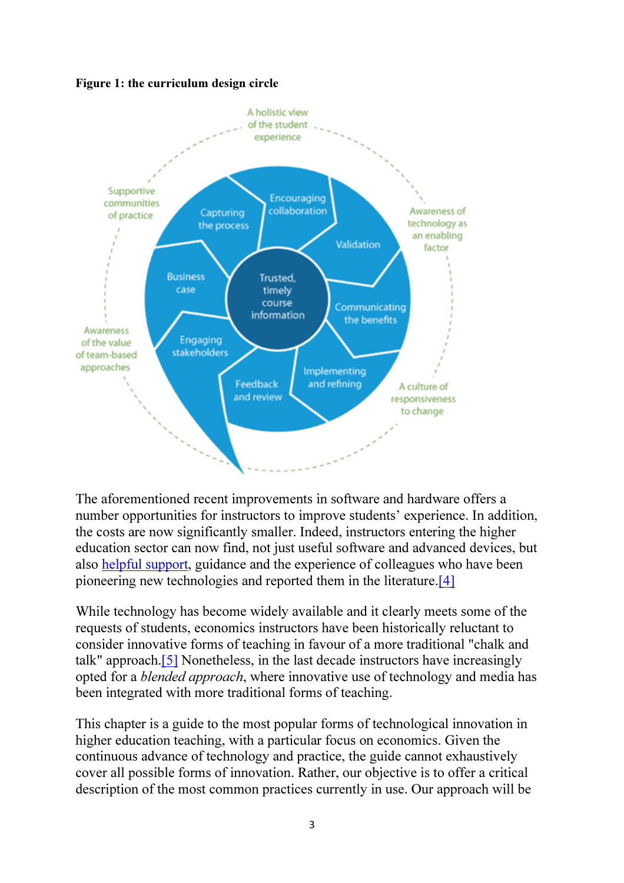**Figure 1: the curriculum design circle**

The aforementioned recent improvements in software and hardware offers a number opportunities for instructors to improve students' experience. In addition, the costs are now significantly smaller. Indeed, instructors entering the higher education sector can now find, not just useful software and advanced devices, but also helpful support, guidance and the experience of colleagues who have been pioneering new technologies and reported them in the literature.[4]

While technology has become widely available and it clearly meets some of the requests of students, economics instructors have been historically reluctant to consider innovative forms of teaching in favour of a more traditional "chalk and talk" approach.[5] Nonetheless, in the last decade instructors have increasingly opted for a *blended approach*, where innovative use of technology and media has been integrated with more traditional forms of teaching.

This chapter is a guide to the most popular forms of technological innovation in higher education teaching, with a particular focus on economics. Given the continuous advance of technology and practice, the guide cannot exhaustively cover all possible forms of innovation. Rather, our objective is to offer a critical description of the most common practices currently in use. Our approach will be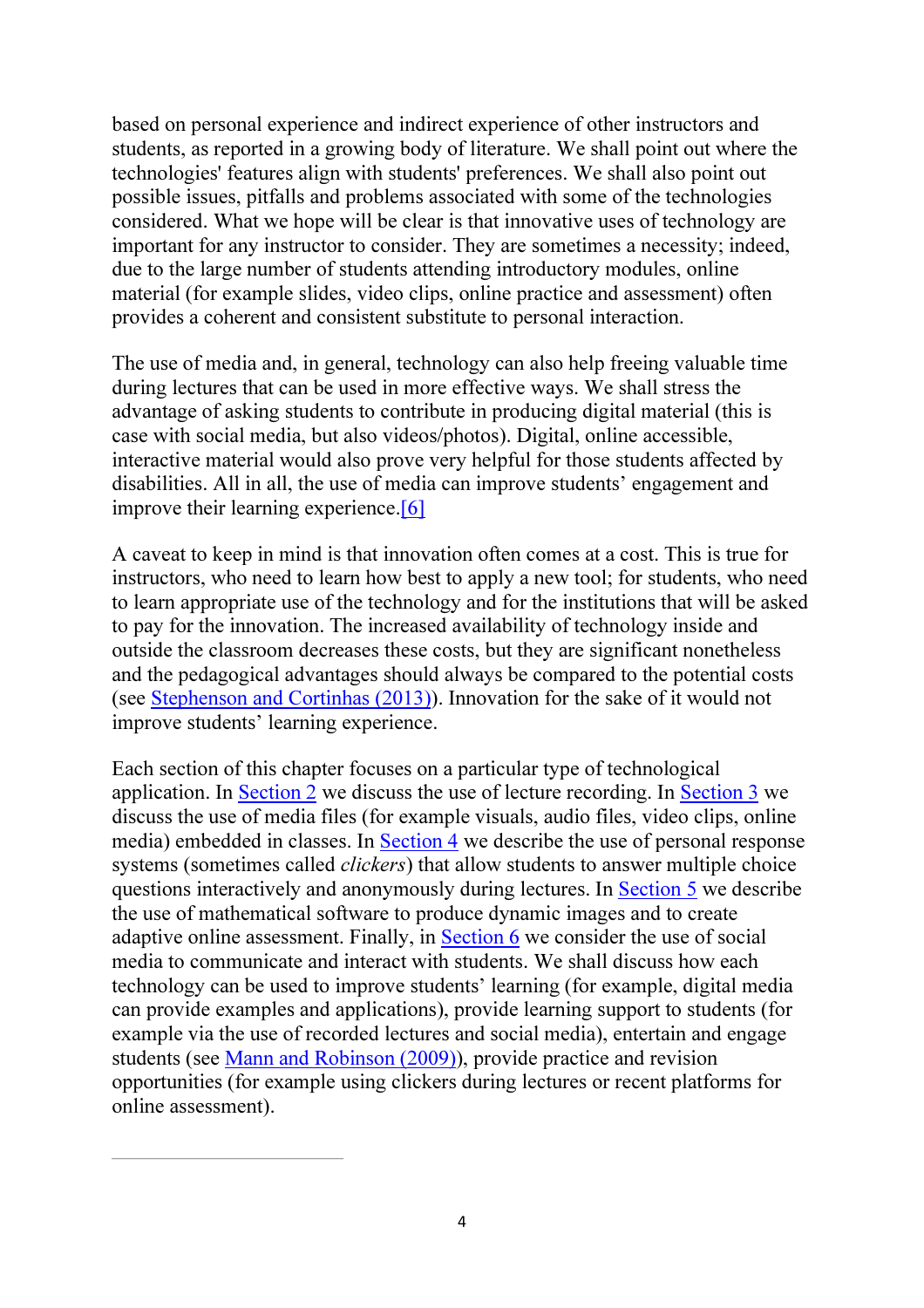based on personal experience and indirect experience of other instructors and students, as reported in a growing body of literature. We shall point out where the technologies' features align with students' preferences. We shall also point out possible issues, pitfalls and problems associated with some of the technologies considered. What we hope will be clear is that innovative uses of technology are important for any instructor to consider. They are sometimes a necessity; indeed, due to the large number of students attending introductory modules, online material (for example slides, video clips, online practice and assessment) often provides a coherent and consistent substitute to personal interaction.

The use of media and, in general, technology can also help freeing valuable time during lectures that can be used in more effective ways. We shall stress the advantage of asking students to contribute in producing digital material (this is case with social media, but also videos/photos). Digital, online accessible, interactive material would also prove very helpful for those students affected by disabilities. All in all, the use of media can improve students' engagement and improve their learning experience.[6]

A caveat to keep in mind is that innovation often comes at a cost. This is true for instructors, who need to learn how best to apply a new tool; for students, who need to learn appropriate use of the technology and for the institutions that will be asked to pay for the innovation. The increased availability of technology inside and outside the classroom decreases these costs, but they are significant nonetheless and the pedagogical advantages should always be compared to the potential costs (see Stephenson and Cortinhas (2013)). Innovation for the sake of it would not improve students' learning experience.

Each section of this chapter focuses on a particular type of technological application. In Section 2 we discuss the use of lecture recording. In Section 3 we discuss the use of media files (for example visuals, audio files, video clips, online media) embedded in classes. In Section 4 we describe the use of personal response systems (sometimes called *clickers*) that allow students to answer multiple choice questions interactively and anonymously during lectures. In Section 5 we describe the use of mathematical software to produce dynamic images and to create adaptive online assessment. Finally, in Section 6 we consider the use of social media to communicate and interact with students. We shall discuss how each technology can be used to improve students' learning (for example, digital media can provide examples and applications), provide learning support to students (for example via the use of recorded lectures and social media), entertain and engage students (see Mann and Robinson (2009)), provide practice and revision opportunities (for example using clickers during lectures or recent platforms for online assessment).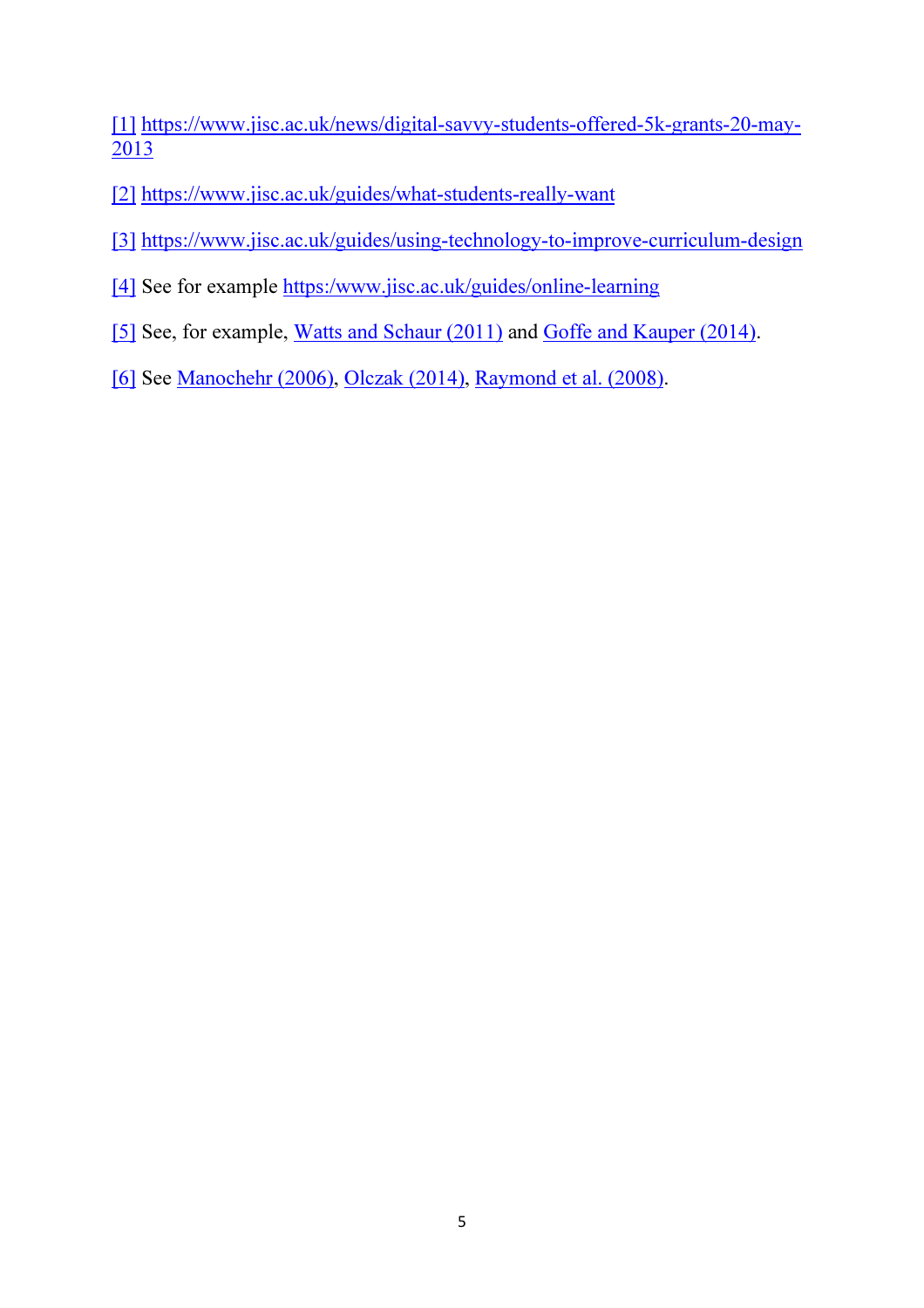[1] https://www.jisc.ac.uk/news/digital-savvy-students-offered-5k-grants-20-may-2013

[2] https://www.jisc.ac.uk/guides/what-students-really-want

[3] https://www.jisc.ac.uk/guides/using-technology-to-improve-curriculum-design

[4] See for example https:/www.jisc.ac.uk/guides/online-learning

[5] See, for example, Watts and Schaur (2011) and Goffe and Kauper (2014).

[6] See Manochehr (2006), Olczak (2014), Raymond et al. (2008).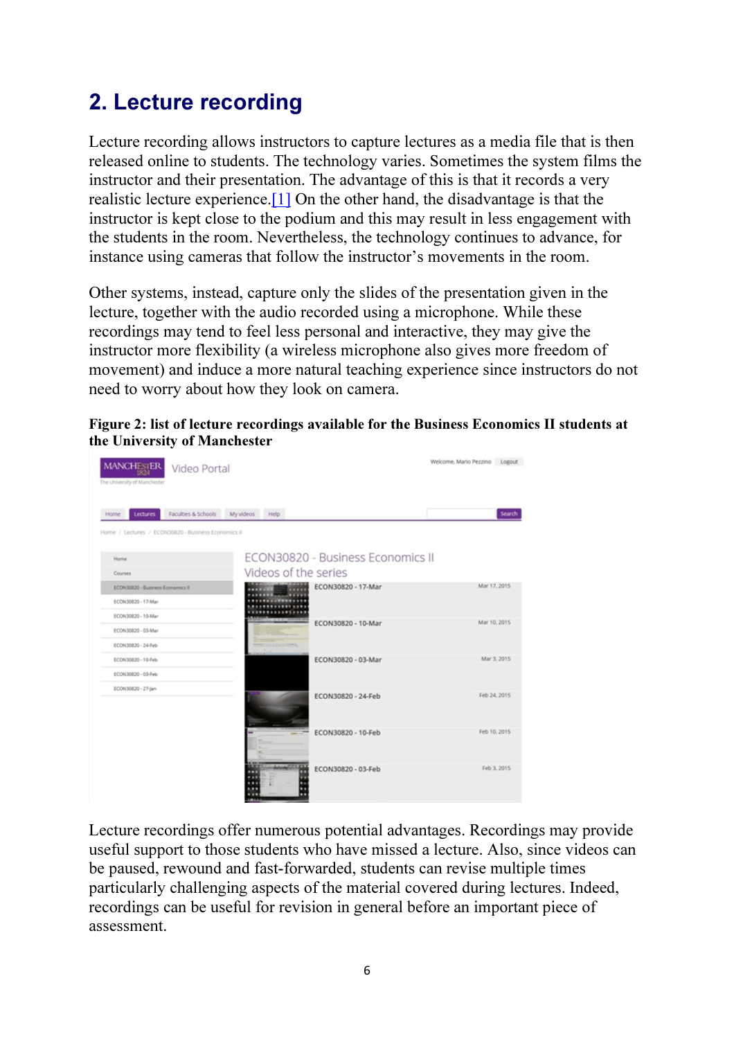## 2. Lecture recording

Lecture recording allows instructors to capture lectures as a media file that is then released online to students. The technology varies. Sometimes the system films the instructor and their presentation. The advantage of this is that it records a very realistic lecture experience.[1] On the other hand, the disadvantage is that the instructor is kept close to the podium and this may result in less engagement with the students in the room. Nevertheless, the technology continues to advance, for instance using cameras that follow the instructor's movements in the room.

Other systems, instead, capture only the slides of the presentation given in the lecture, together with the audio recorded using a microphone. While these recordings may tend to feel less personal and interactive, they may give the instructor more flexibility (a wireless microphone also gives more freedom of movement) and induce a more natural teaching experience since instructors do not need to worry about how they look on camera.

**Figure 2: list of lecture recordings available for the Business Economics II students at the University of Manchester**

Lecture recordings offer numerous potential advantages. Recordings may provide useful support to those students who have missed a lecture. Also, since videos can be paused, rewound and fast-forwarded, students can revise multiple times particularly challenging aspects of the material covered during lectures. Indeed, recordings can be useful for revision in general before an important piece of assessment.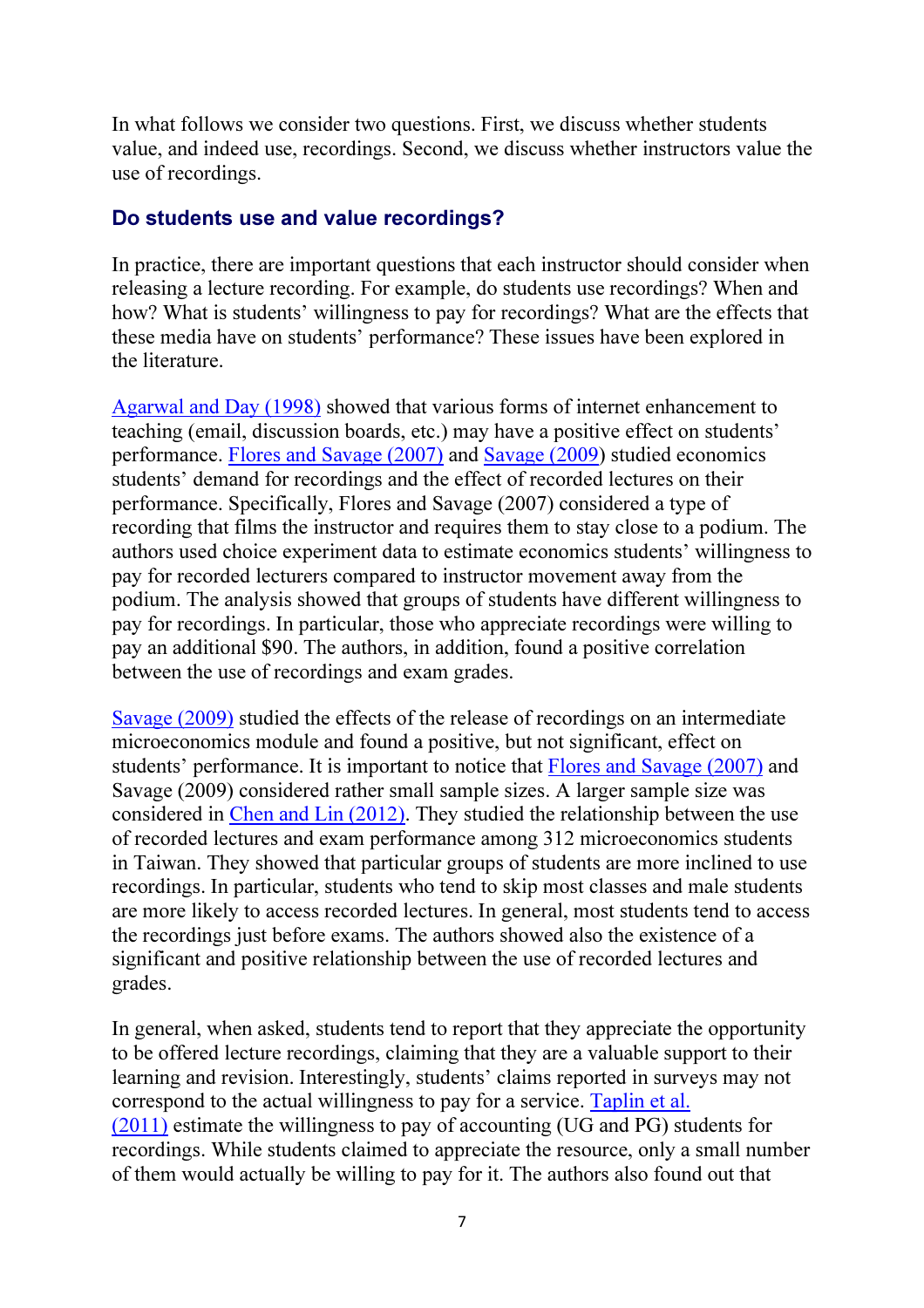In what follows we consider two questions. First, we discuss whether students value, and indeed use, recordings. Second, we discuss whether instructors value the use of recordings.

## Do students use and value recordings?

In practice, there are important questions that each instructor should consider when releasing a lecture recording. For example, do students use recordings? When and how? What is students' willingness to pay for recordings? What are the effects that these media have on students' performance? These issues have been explored in the literature.

Agarwal and Day (1998) showed that various forms of internet enhancement to teaching (email, discussion boards, etc.) may have a positive effect on students' performance. Flores and Savage (2007) and Savage (2009) studied economics students' demand for recordings and the effect of recorded lectures on their performance. Specifically, Flores and Savage (2007) considered a type of recording that films the instructor and requires them to stay close to a podium. The authors used choice experiment data to estimate economics students' willingness to pay for recorded lecturers compared to instructor movement away from the podium. The analysis showed that groups of students have different willingness to pay for recordings. In particular, those who appreciate recordings were willing to pay an additional $90. The authors, in addition, found a positive correlation between the use of recordings and exam grades.

Savage (2009) studied the effects of the release of recordings on an intermediate microeconomics module and found a positive, but not significant, effect on students' performance. It is important to notice that Flores and Savage (2007) and Savage (2009) considered rather small sample sizes. A larger sample size was considered in Chen and Lin (2012). They studied the relationship between the use of recorded lectures and exam performance among 312 microeconomics students in Taiwan. They showed that particular groups of students are more inclined to use recordings. In particular, students who tend to skip most classes and male students are more likely to access recorded lectures. In general, most students tend to access the recordings just before exams. The authors showed also the existence of a significant and positive relationship between the use of recorded lectures and grades.

In general, when asked, students tend to report that they appreciate the opportunity to be offered lecture recordings, claiming that they are a valuable support to their learning and revision. Interestingly, students' claims reported in surveys may not correspond to the actual willingness to pay for a service. Taplin et al. (2011) estimate the willingness to pay of accounting (UG and PG) students for recordings. While students claimed to appreciate the resource, only a small number of them would actually be willing to pay for it. The authors also found out that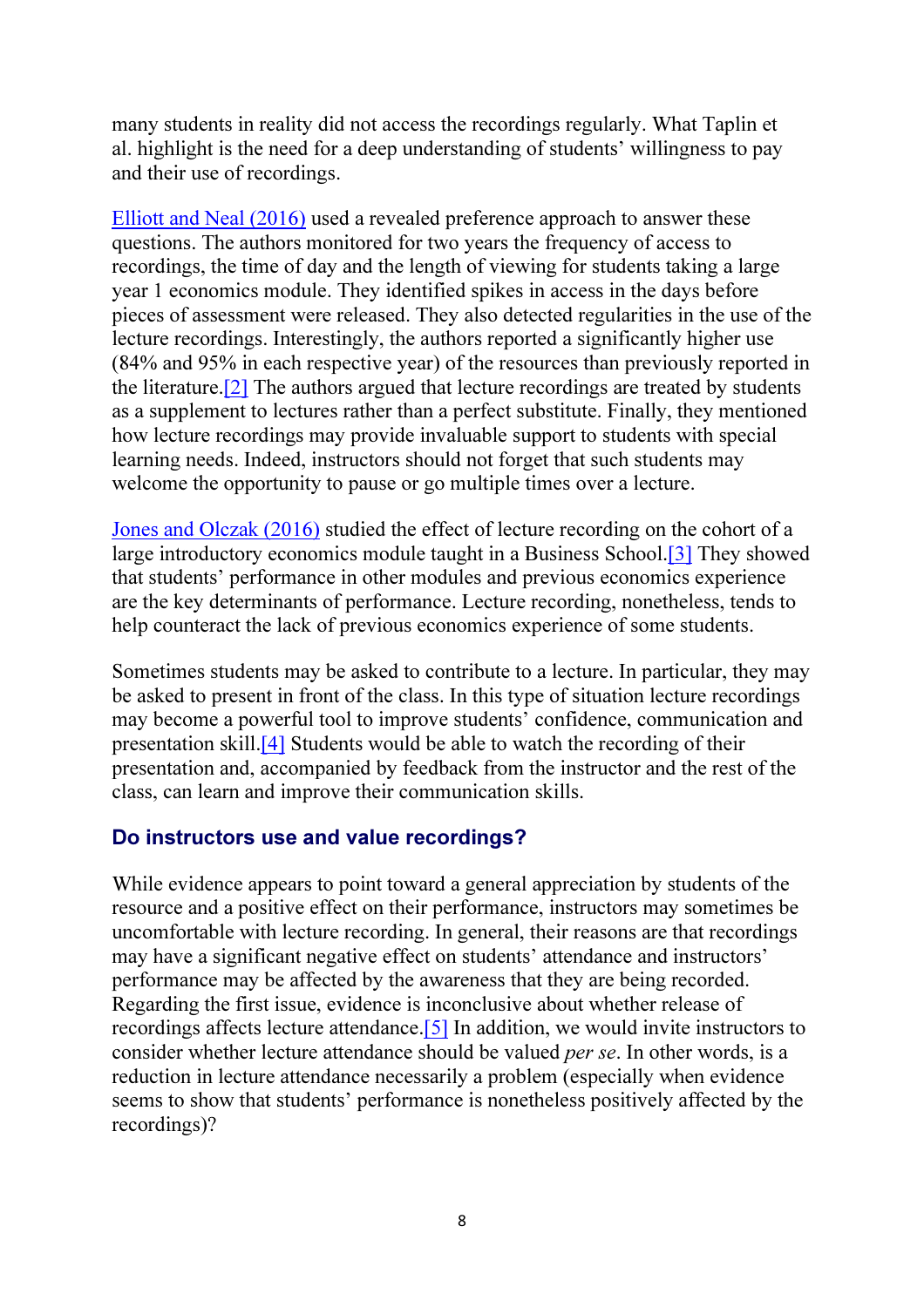many students in reality did not access the recordings regularly. What Taplin et al. highlight is the need for a deep understanding of students' willingness to pay and their use of recordings.

Elliott and Neal (2016) used a revealed preference approach to answer these questions. The authors monitored for two years the frequency of access to recordings, the time of day and the length of viewing for students taking a large year 1 economics module. They identified spikes in access in the days before pieces of assessment were released. They also detected regularities in the use of the lecture recordings. Interestingly, the authors reported a significantly higher use (84% and 95% in each respective year) of the resources than previously reported in the literature.[2] The authors argued that lecture recordings are treated by students as a supplement to lectures rather than a perfect substitute. Finally, they mentioned how lecture recordings may provide invaluable support to students with special learning needs. Indeed, instructors should not forget that such students may welcome the opportunity to pause or go multiple times over a lecture.

Jones and Olczak (2016) studied the effect of lecture recording on the cohort of a large introductory economics module taught in a Business School.[3] They showed that students' performance in other modules and previous economics experience are the key determinants of performance. Lecture recording, nonetheless, tends to help counteract the lack of previous economics experience of some students.

Sometimes students may be asked to contribute to a lecture. In particular, they may be asked to present in front of the class. In this type of situation lecture recordings may become a powerful tool to improve students' confidence, communication and presentation skill.[4] Students would be able to watch the recording of their presentation and, accompanied by feedback from the instructor and the rest of the class, can learn and improve their communication skills.

### Do instructors use and value recordings?

While evidence appears to point toward a general appreciation by students of the resource and a positive effect on their performance, instructors may sometimes be uncomfortable with lecture recording. In general, their reasons are that recordings may have a significant negative effect on students' attendance and instructors' performance may be affected by the awareness that they are being recorded. Regarding the first issue, evidence is inconclusive about whether release of recordings affects lecture attendance.[5] In addition, we would invite instructors to consider whether lecture attendance should be valued *per se*. In other words, is a reduction in lecture attendance necessarily a problem (especially when evidence seems to show that students' performance is nonetheless positively affected by the recordings)?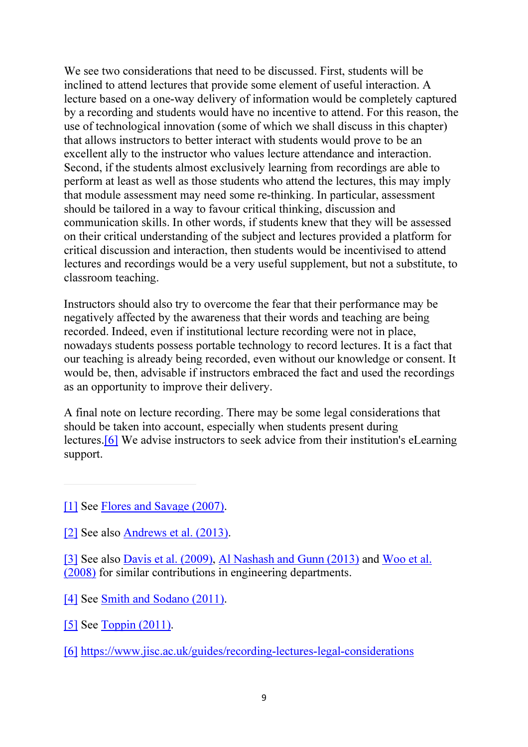We see two considerations that need to be discussed. First, students will be inclined to attend lectures that provide some element of useful interaction. A lecture based on a one-way delivery of information would be completely captured by a recording and students would have no incentive to attend. For this reason, the use of technological innovation (some of which we shall discuss in this chapter) that allows instructors to better interact with students would prove to be an excellent ally to the instructor who values lecture attendance and interaction. Second, if the students almost exclusively learning from recordings are able to perform at least as well as those students who attend the lectures, this may imply that module assessment may need some re-thinking. In particular, assessment should be tailored in a way to favour critical thinking, discussion and communication skills. In other words, if students knew that they will be assessed on their critical understanding of the subject and lectures provided a platform for critical discussion and interaction, then students would be incentivised to attend lectures and recordings would be a very useful supplement, but not a substitute, to classroom teaching.

Instructors should also try to overcome the fear that their performance may be negatively affected by the awareness that their words and teaching are being recorded. Indeed, even if institutional lecture recording were not in place, nowadays students possess portable technology to record lectures. It is a fact that our teaching is already being recorded, even without our knowledge or consent. It would be, then, advisable if instructors embraced the fact and used the recordings as an opportunity to improve their delivery.

A final note on lecture recording. There may be some legal considerations that should be taken into account, especially when students present during lectures.[6] We advise instructors to seek advice from their institution's eLearning support.

---

[1] See Flores and Savage (2007).

[2] See also Andrews et al. (2013).

[3] See also Davis et al. (2009), Al Nashash and Gunn (2013) and Woo et al. (2008) for similar contributions in engineering departments.

[4] See Smith and Sodano (2011).

[5] See Toppin (2011).

[6] https://www.jisc.ac.uk/guides/recording-lectures-legal-considerations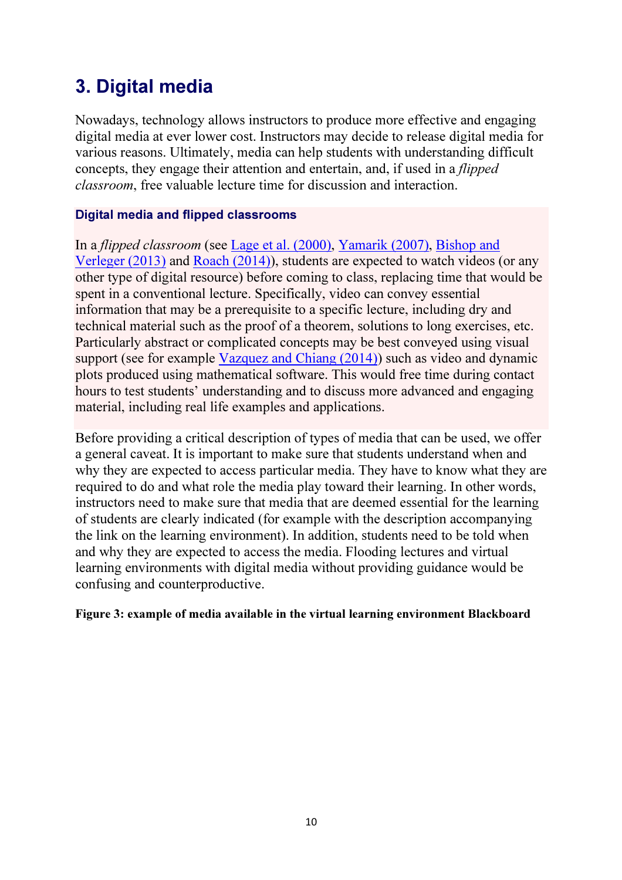# 3. Digital media

Nowadays, technology allows instructors to produce more effective and engaging digital media at ever lower cost. Instructors may decide to release digital media for various reasons. Ultimately, media can help students with understanding difficult concepts, they engage their attention and entertain, and, if used in a *flipped classroom*, free valuable lecture time for discussion and interaction.

### Digital media and flipped classrooms

In a *flipped classroom* (see Lage et al. (2000), Yamarik (2007), Bishop and Verleger (2013) and Roach (2014)), students are expected to watch videos (or any other type of digital resource) before coming to class, replacing time that would be spent in a conventional lecture. Specifically, video can convey essential information that may be a prerequisite to a specific lecture, including dry and technical material such as the proof of a theorem, solutions to long exercises, etc. Particularly abstract or complicated concepts may be best conveyed using visual support (see for example Vazquez and Chiang (2014)) such as video and dynamic plots produced using mathematical software. This would free time during contact hours to test students' understanding and to discuss more advanced and engaging material, including real life examples and applications.

Before providing a critical description of types of media that can be used, we offer a general caveat. It is important to make sure that students understand when and why they are expected to access particular media. They have to know what they are required to do and what role the media play toward their learning. In other words, instructors need to make sure that media that are deemed essential for the learning of students are clearly indicated (for example with the description accompanying the link on the learning environment). In addition, students need to be told when and why they are expected to access the media. Flooding lectures and virtual learning environments with digital media without providing guidance would be confusing and counterproductive.

**Figure 3: example of media available in the virtual learning environment Blackboard**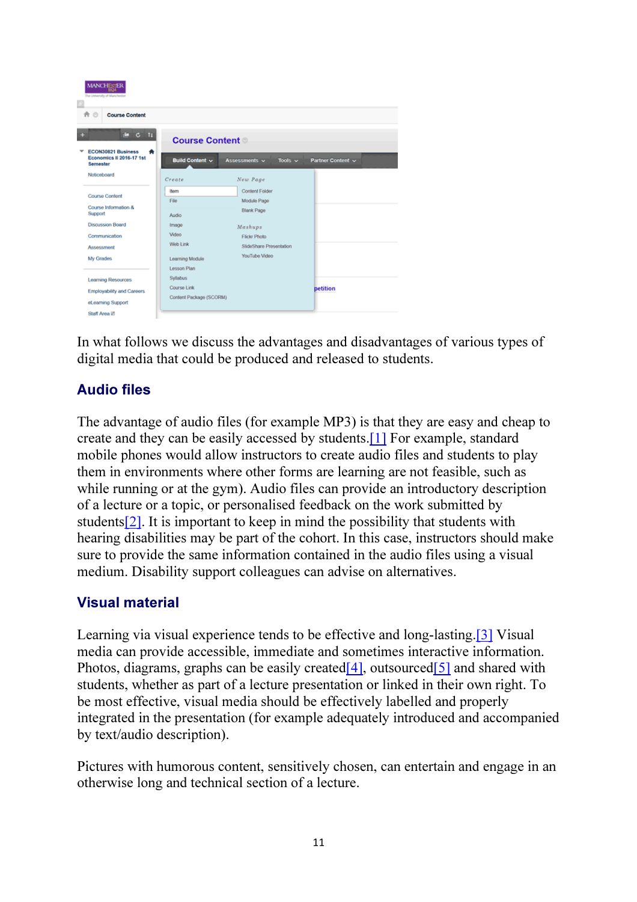In what follows we discuss the advantages and disadvantages of various types of digital media that could be produced and released to students.

## Audio files

The advantage of audio files (for example MP3) is that they are easy and cheap to create and they can be easily accessed by students.[1] For example, standard mobile phones would allow instructors to create audio files and students to play them in environments where other forms are learning are not feasible, such as while running or at the gym). Audio files can provide an introductory description of a lecture or a topic, or personalised feedback on the work submitted by students[2]. It is important to keep in mind the possibility that students with hearing disabilities may be part of the cohort. In this case, instructors should make sure to provide the same information contained in the audio files using a visual medium. Disability support colleagues can advise on alternatives.

## Visual material

Learning via visual experience tends to be effective and long-lasting.[3] Visual media can provide accessible, immediate and sometimes interactive information. Photos, diagrams, graphs can be easily created[4], outsourced[5] and shared with students, whether as part of a lecture presentation or linked in their own right. To be most effective, visual media should be effectively labelled and properly integrated in the presentation (for example adequately introduced and accompanied by text/audio description).

Pictures with humorous content, sensitively chosen, can entertain and engage in an otherwise long and technical section of a lecture.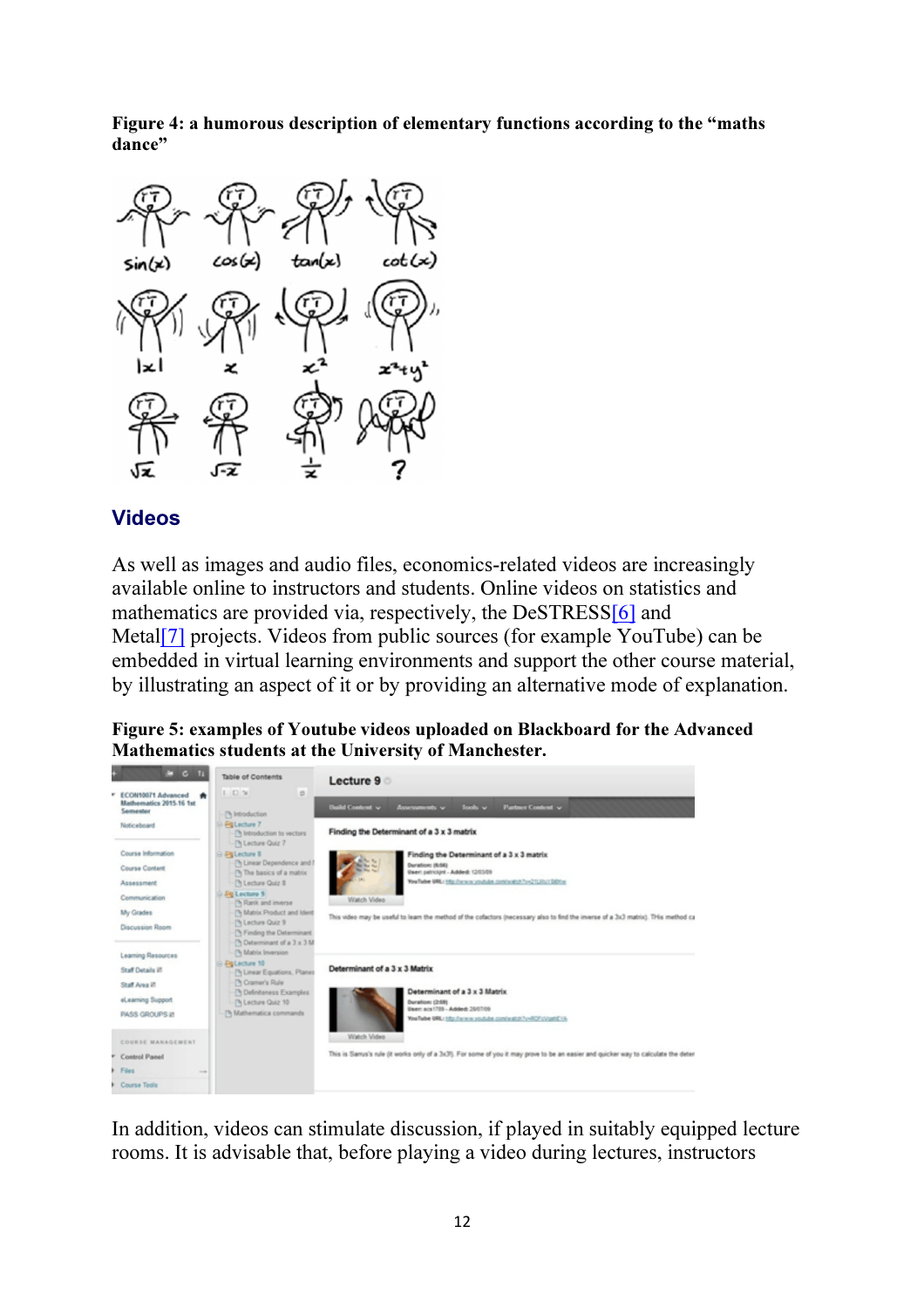**Figure 4: a humorous description of elementary functions according to the "maths dance"**

## Videos

As well as images and audio files, economics-related videos are increasingly available online to instructors and students. Online videos on statistics and mathematics are provided via, respectively, the DeSTRESS[6] and Metal[7] projects. Videos from public sources (for example YouTube) can be embedded in virtual learning environments and support the other course material, by illustrating an aspect of it or by providing an alternative mode of explanation.

**Figure 5: examples of Youtube videos uploaded on Blackboard for the Advanced Mathematics students at the University of Manchester.**

In addition, videos can stimulate discussion, if played in suitably equipped lecture rooms. It is advisable that, before playing a video during lectures, instructors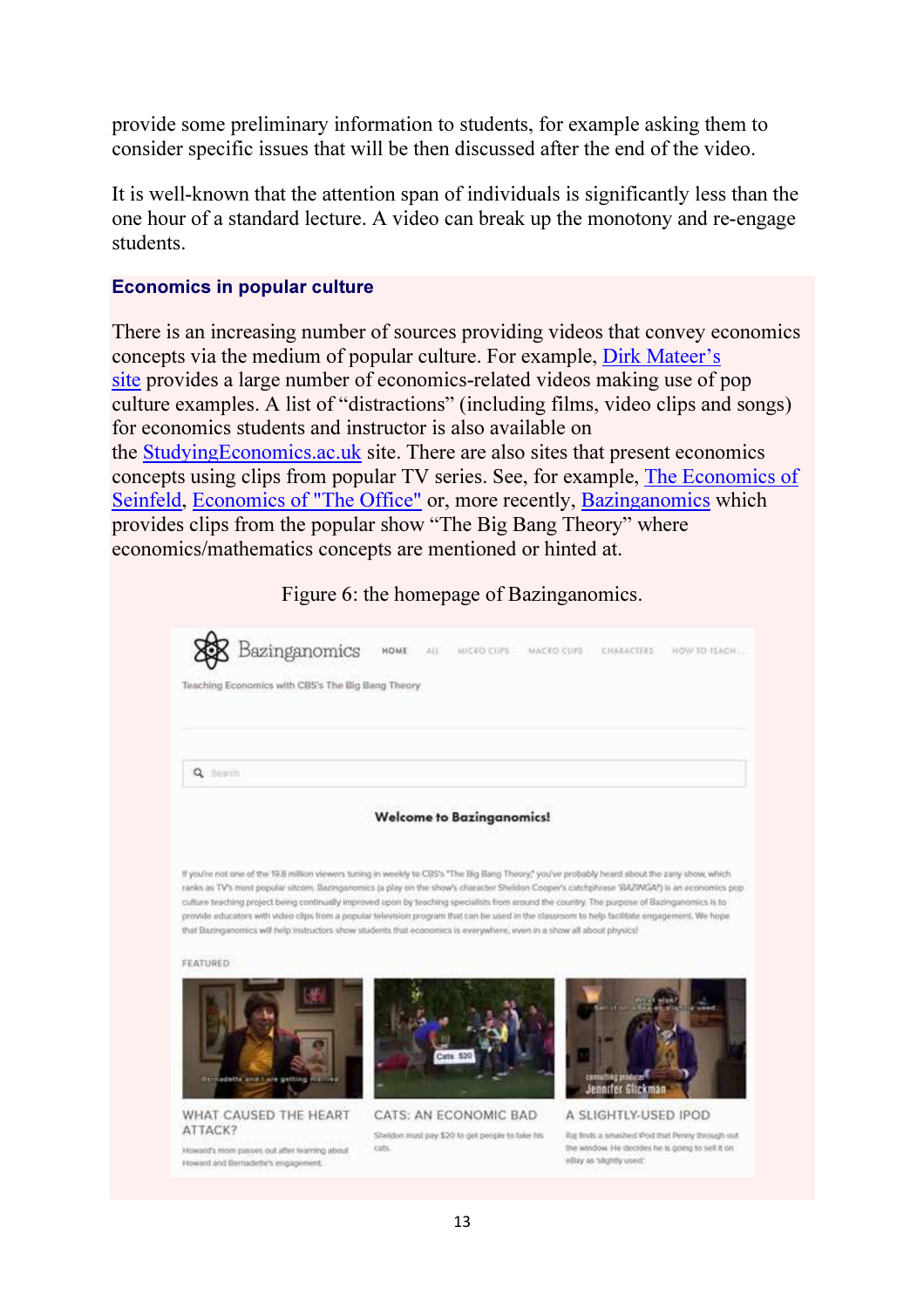provide some preliminary information to students, for example asking them to consider specific issues that will be then discussed after the end of the video.

It is well-known that the attention span of individuals is significantly less than the one hour of a standard lecture. A video can break up the monotony and re-engage students.

### Economics in popular culture

There is an increasing number of sources providing videos that convey economics concepts via the medium of popular culture. For example, Dirk Mateer's site provides a large number of economics-related videos making use of pop culture examples. A list of "distractions" (including films, video clips and songs) for economics students and instructor is also available on the StudyingEconomics.ac.uk site. There are also sites that present economics concepts using clips from popular TV series. See, for example, The Economics of Seinfeld, Economics of "The Office" or, more recently, Bazinganomics which provides clips from the popular show "The Big Bang Theory" where economics/mathematics concepts are mentioned or hinted at.

Figure 6: the homepage of Bazinganomics.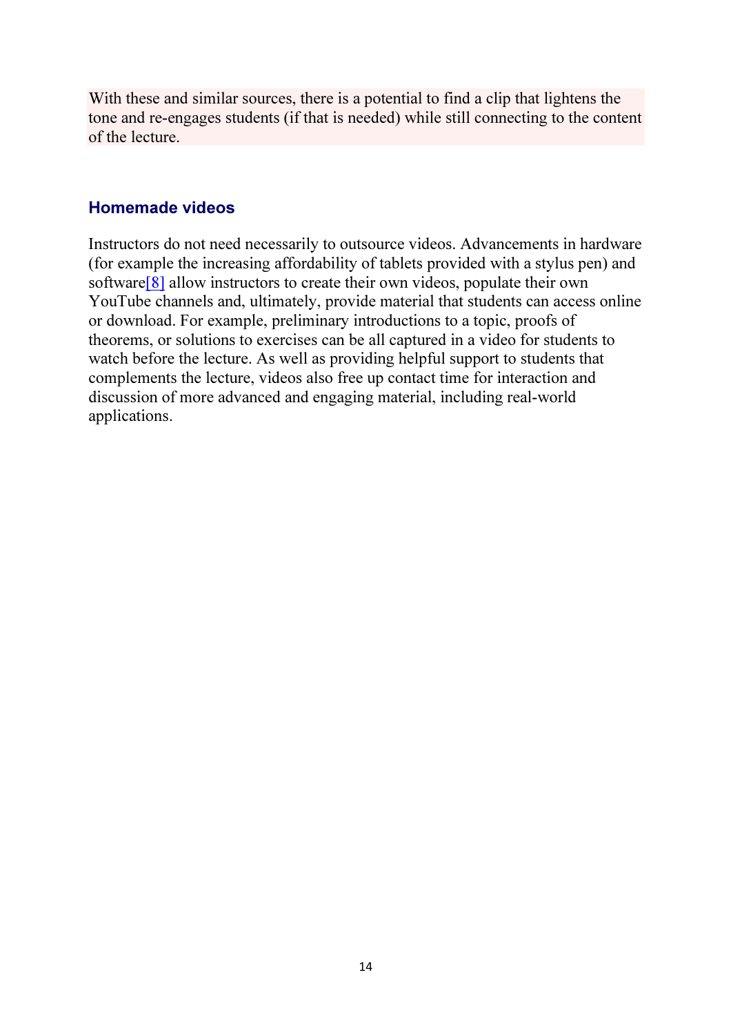With these and similar sources, there is a potential to find a clip that lightens the tone and re-engages students (if that is needed) while still connecting to the content of the lecture.

### Homemade videos

Instructors do not need necessarily to outsource videos. Advancements in hardware (for example the increasing affordability of tablets provided with a stylus pen) and software[8] allow instructors to create their own videos, populate their own YouTube channels and, ultimately, provide material that students can access online or download. For example, preliminary introductions to a topic, proofs of theorems, or solutions to exercises can be all captured in a video for students to watch before the lecture. As well as providing helpful support to students that complements the lecture, videos also free up contact time for interaction and discussion of more advanced and engaging material, including real-world applications.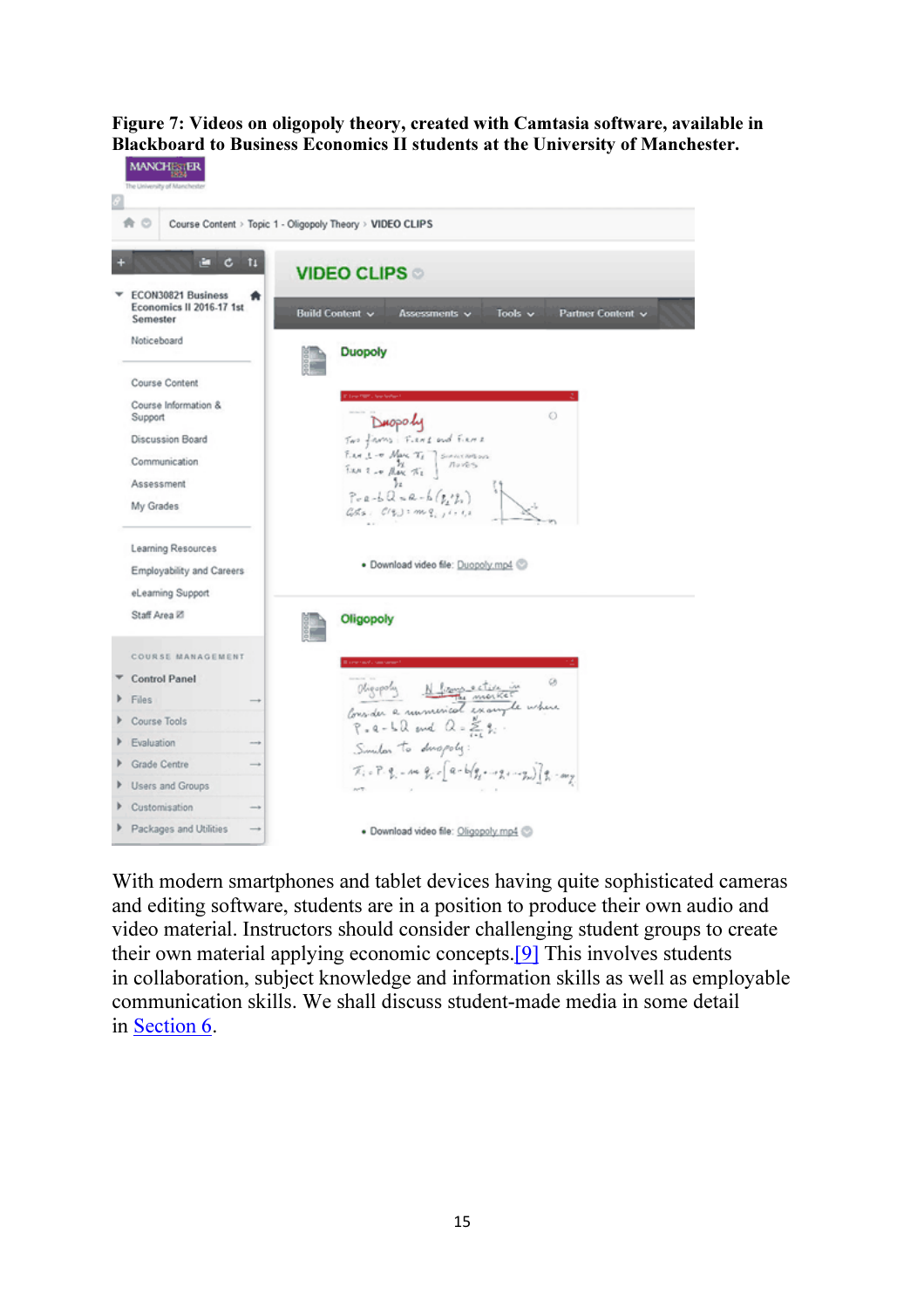**Figure 7: Videos on oligopoly theory, created with Camtasia software, available in Blackboard to Business Economics II students at the University of Manchester.**

With modern smartphones and tablet devices having quite sophisticated cameras and editing software, students are in a position to produce their own audio and video material. Instructors should consider challenging student groups to create their own material applying economic concepts.[9] This involves students in collaboration, subject knowledge and information skills as well as employable communication skills. We shall discuss student-made media in some detail in Section 6.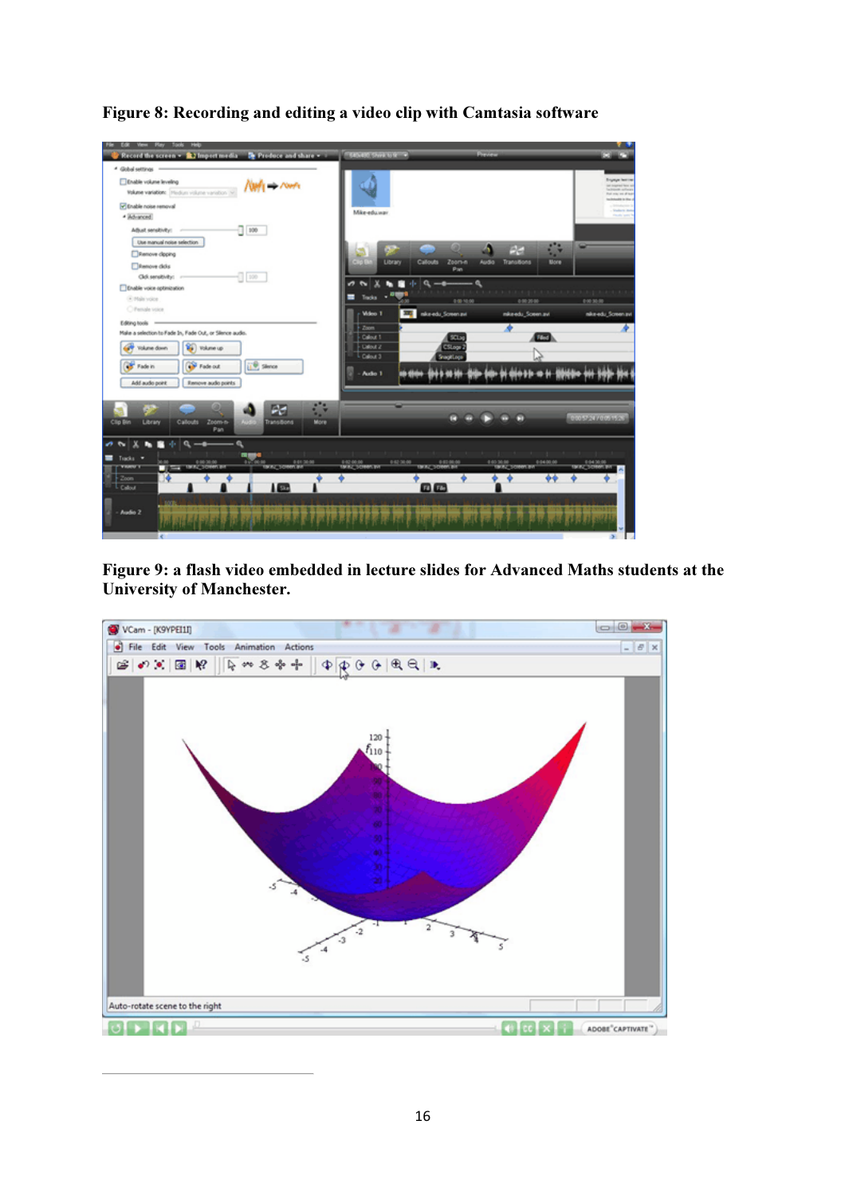**Figure 8: Recording and editing a video clip with Camtasia software**

**Figure 9: a flash video embedded in lecture slides for Advanced Maths students at the University of Manchester.**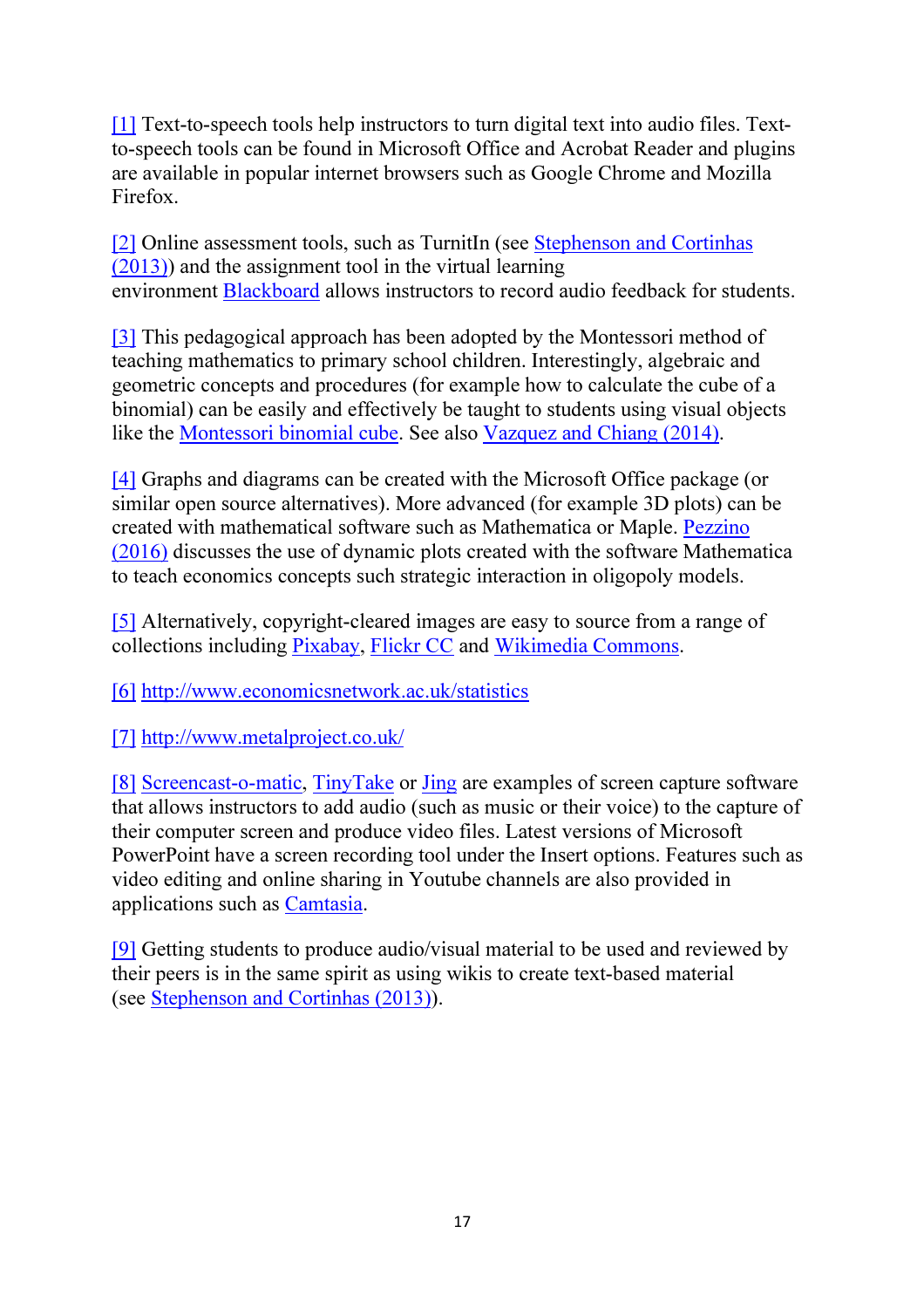[1] Text-to-speech tools help instructors to turn digital text into audio files. Text-to-speech tools can be found in Microsoft Office and Acrobat Reader and plugins are available in popular internet browsers such as Google Chrome and Mozilla Firefox.

[2] Online assessment tools, such as TurnitIn (see Stephenson and Cortinhas (2013)) and the assignment tool in the virtual learning environment Blackboard allows instructors to record audio feedback for students.

[3] This pedagogical approach has been adopted by the Montessori method of teaching mathematics to primary school children. Interestingly, algebraic and geometric concepts and procedures (for example how to calculate the cube of a binomial) can be easily and effectively be taught to students using visual objects like the Montessori binomial cube. See also Vazquez and Chiang (2014).

[4] Graphs and diagrams can be created with the Microsoft Office package (or similar open source alternatives). More advanced (for example 3D plots) can be created with mathematical software such as Mathematica or Maple. Pezzino (2016) discusses the use of dynamic plots created with the software Mathematica to teach economics concepts such strategic interaction in oligopoly models.

[5] Alternatively, copyright-cleared images are easy to source from a range of collections including Pixabay, Flickr CC and Wikimedia Commons.

[6] http://www.economicsnetwork.ac.uk/statistics

[7] http://www.metalproject.co.uk/

[8] Screencast-o-matic, TinyTake or Jing are examples of screen capture software that allows instructors to add audio (such as music or their voice) to the capture of their computer screen and produce video files. Latest versions of Microsoft PowerPoint have a screen recording tool under the Insert options. Features such as video editing and online sharing in Youtube channels are also provided in applications such as Camtasia.

[9] Getting students to produce audio/visual material to be used and reviewed by their peers is in the same spirit as using wikis to create text-based material (see Stephenson and Cortinhas (2013)).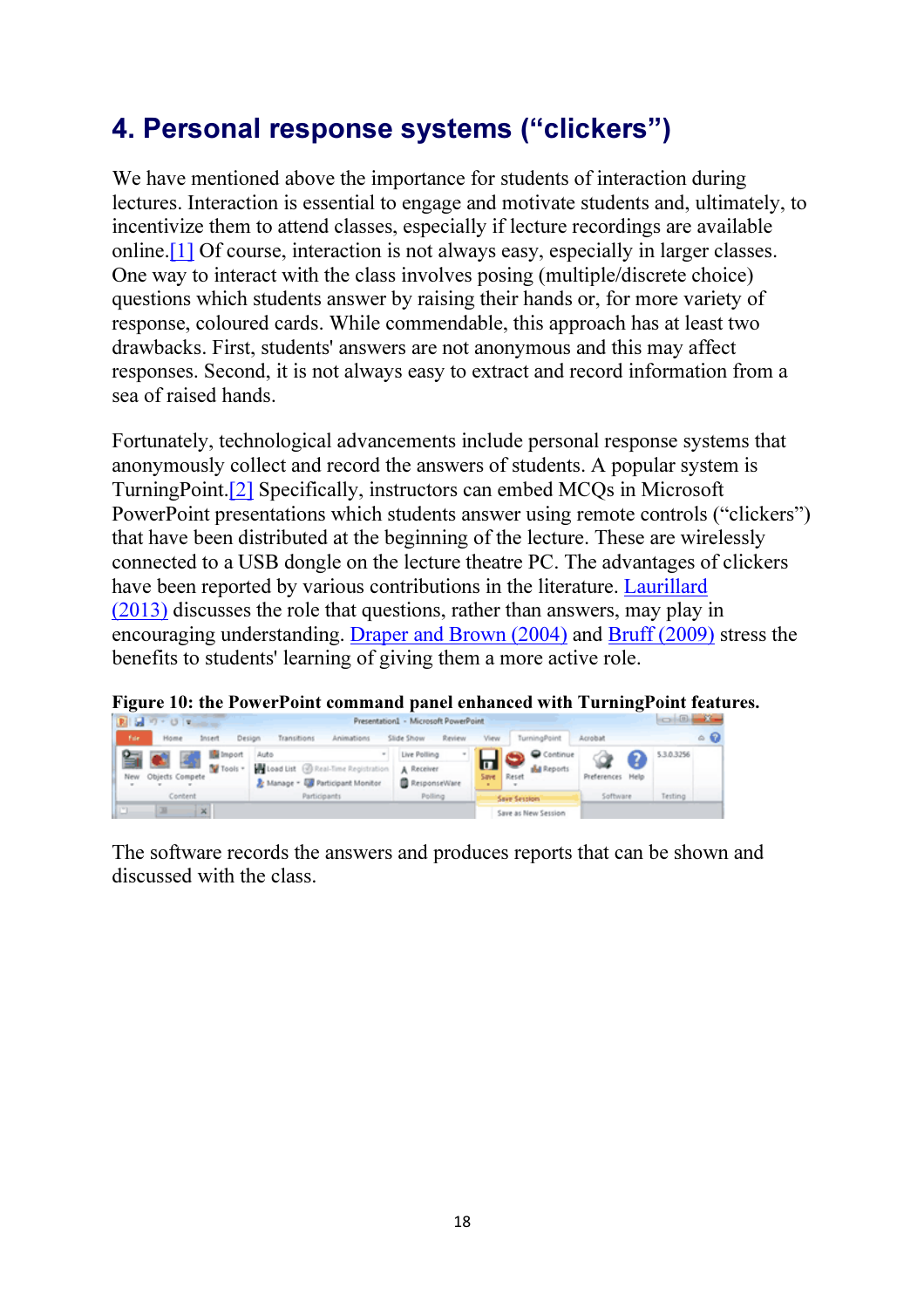# 4. Personal response systems ("clickers")

We have mentioned above the importance for students of interaction during lectures. Interaction is essential to engage and motivate students and, ultimately, to incentivize them to attend classes, especially if lecture recordings are available online.[1] Of course, interaction is not always easy, especially in larger classes. One way to interact with the class involves posing (multiple/discrete choice) questions which students answer by raising their hands or, for more variety of response, coloured cards. While commendable, this approach has at least two drawbacks. First, students' answers are not anonymous and this may affect responses. Second, it is not always easy to extract and record information from a sea of raised hands.

Fortunately, technological advancements include personal response systems that anonymously collect and record the answers of students. A popular system is TurningPoint.[2] Specifically, instructors can embed MCQs in Microsoft PowerPoint presentations which students answer using remote controls ("clickers") that have been distributed at the beginning of the lecture. These are wirelessly connected to a USB dongle on the lecture theatre PC. The advantages of clickers have been reported by various contributions in the literature. Laurillard (2013) discusses the role that questions, rather than answers, may play in encouraging understanding. Draper and Brown (2004) and Bruff (2009) stress the benefits to students' learning of giving them a more active role.

**Figure 10: the PowerPoint command panel enhanced with TurningPoint features.**

The software records the answers and produces reports that can be shown and discussed with the class.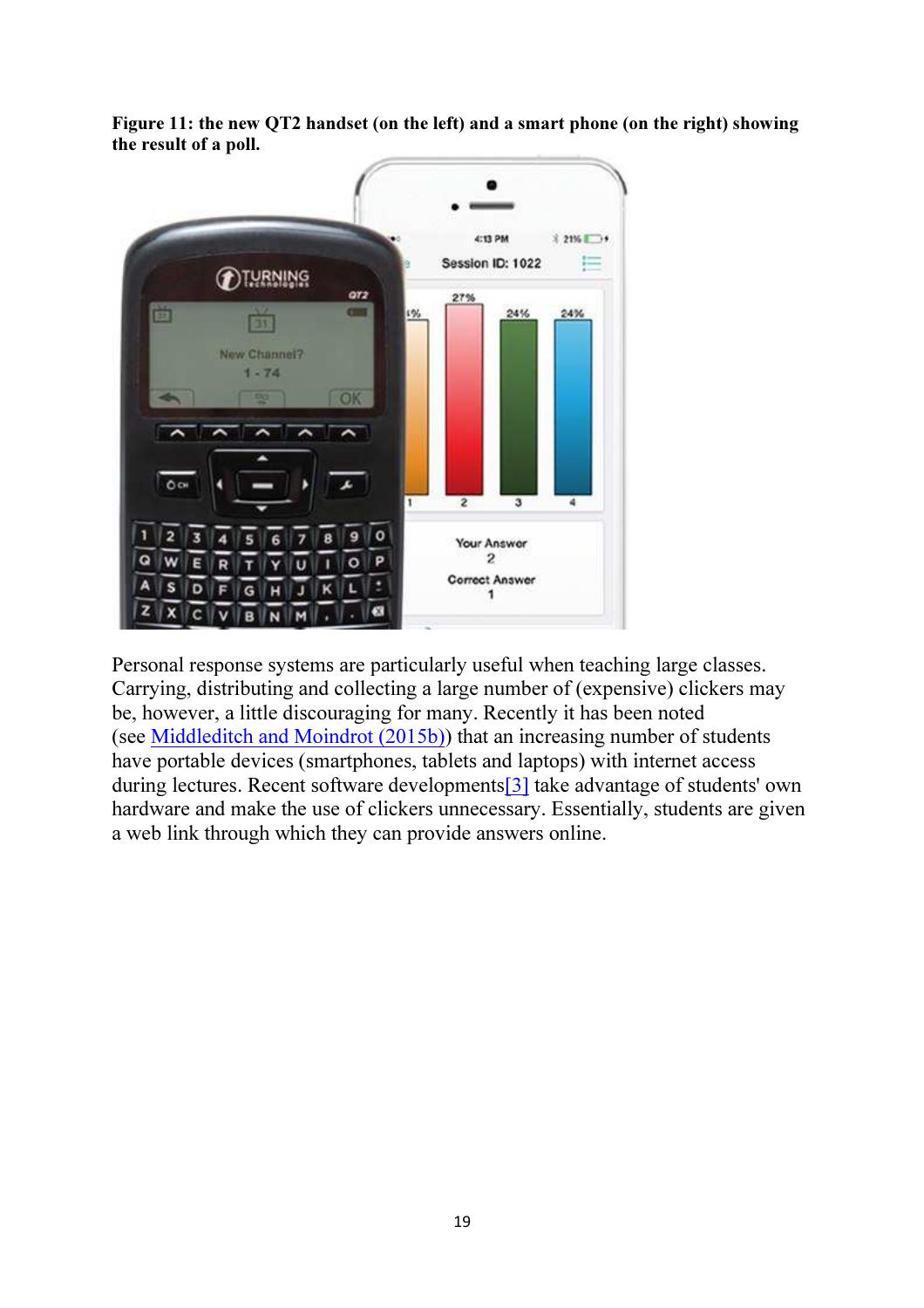**Figure 11: the new QT2 handset (on the left) and a smart phone (on the right) showing the result of a poll.**

Personal response systems are particularly useful when teaching large classes. Carrying, distributing and collecting a large number of (expensive) clickers may be, however, a little discouraging for many. Recently it has been noted (see Middleditch and Moindrot (2015b)) that an increasing number of students have portable devices (smartphones, tablets and laptops) with internet access during lectures. Recent software developments[3] take advantage of students' own hardware and make the use of clickers unnecessary. Essentially, students are given a web link through which they can provide answers online.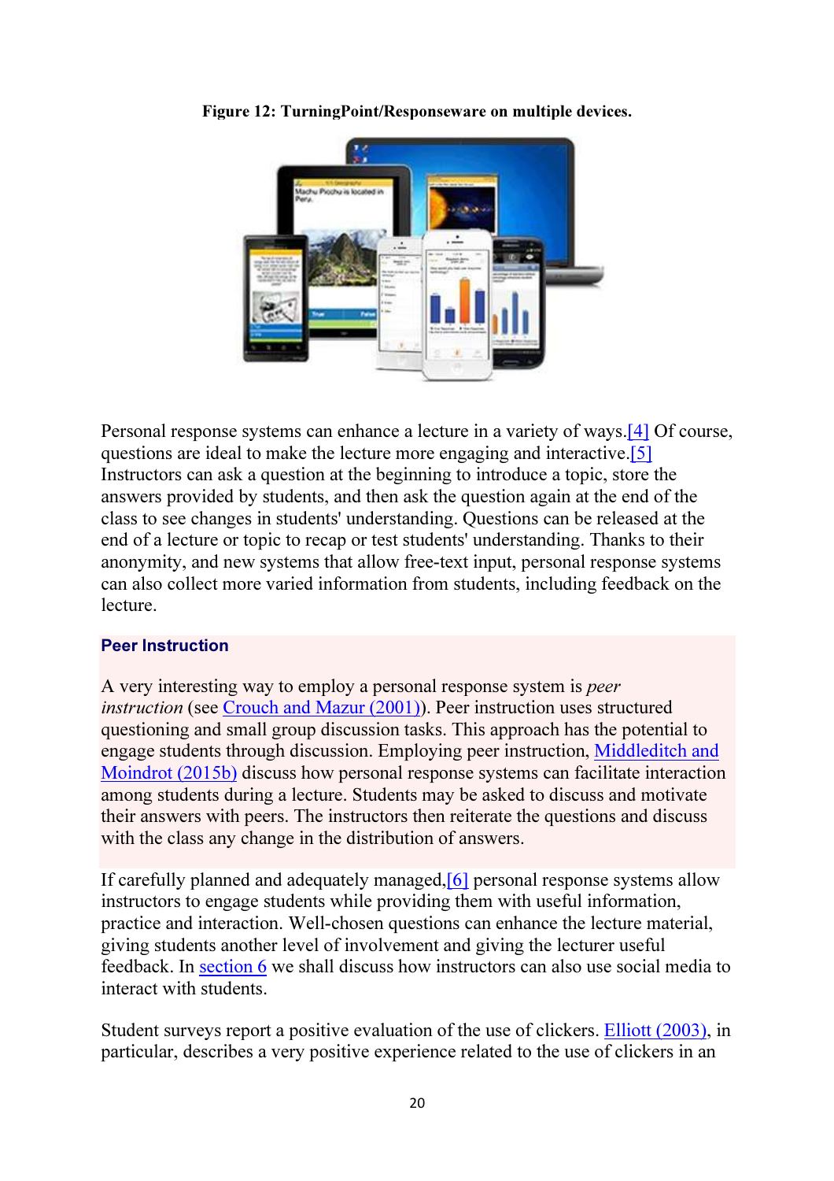**Figure 12: TurningPoint/Responseware on multiple devices.**

Personal response systems can enhance a lecture in a variety of ways.[4] Of course, questions are ideal to make the lecture more engaging and interactive.[5] Instructors can ask a question at the beginning to introduce a topic, store the answers provided by students, and then ask the question again at the end of the class to see changes in students' understanding. Questions can be released at the end of a lecture or topic to recap or test students' understanding. Thanks to their anonymity, and new systems that allow free-text input, personal response systems can also collect more varied information from students, including feedback on the lecture.

### Peer Instruction

A very interesting way to employ a personal response system is *peer instruction* (see Crouch and Mazur (2001)). Peer instruction uses structured questioning and small group discussion tasks. This approach has the potential to engage students through discussion. Employing peer instruction, Middleditch and Moindrot (2015b) discuss how personal response systems can facilitate interaction among students during a lecture. Students may be asked to discuss and motivate their answers with peers. The instructors then reiterate the questions and discuss with the class any change in the distribution of answers.

If carefully planned and adequately managed,[6] personal response systems allow instructors to engage students while providing them with useful information, practice and interaction. Well-chosen questions can enhance the lecture material, giving students another level of involvement and giving the lecturer useful feedback. In section 6 we shall discuss how instructors can also use social media to interact with students.

Student surveys report a positive evaluation of the use of clickers. Elliott (2003), in particular, describes a very positive experience related to the use of clickers in an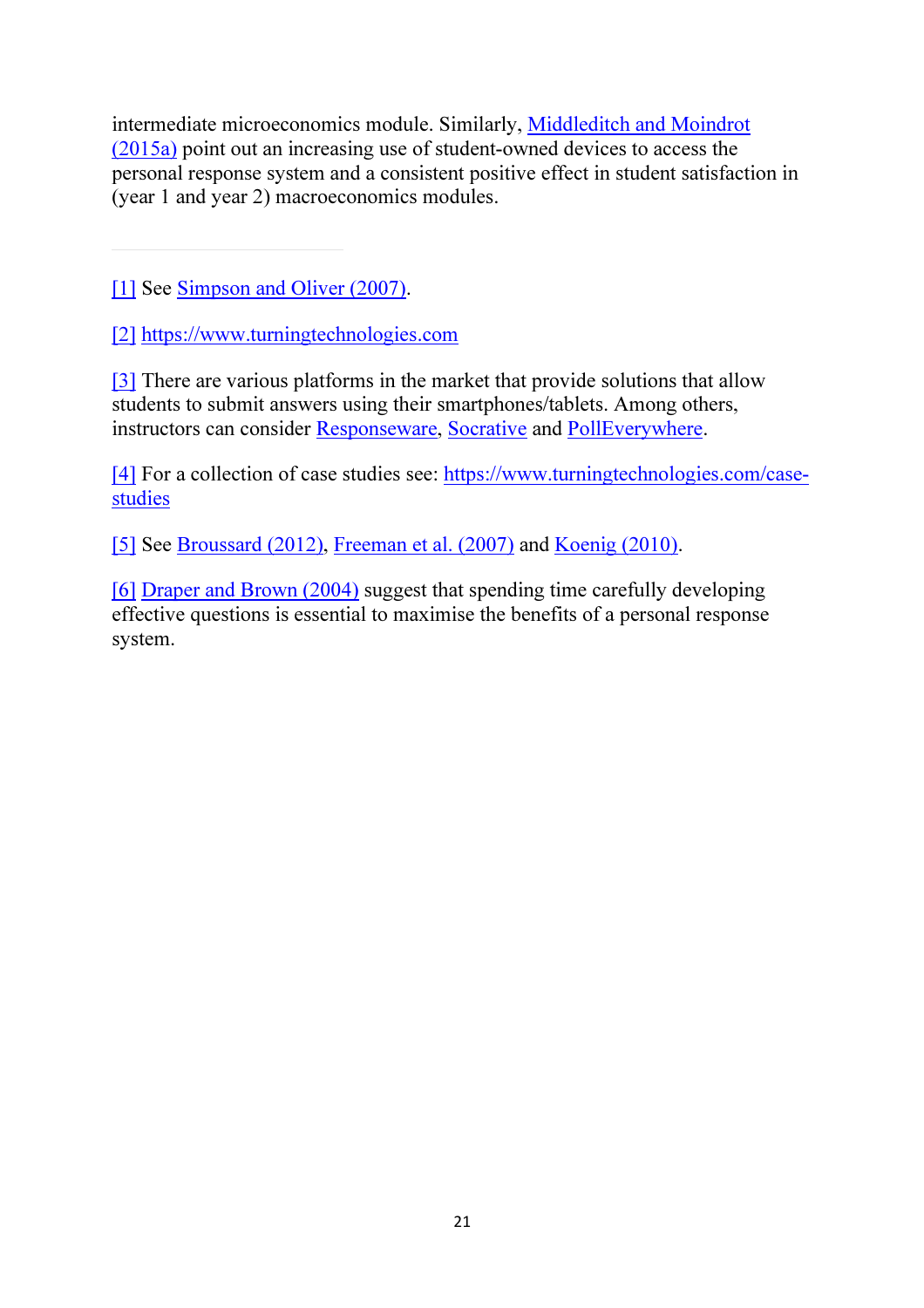intermediate microeconomics module. Similarly, Middleditch and Moindrot (2015a) point out an increasing use of student-owned devices to access the personal response system and a consistent positive effect in student satisfaction in (year 1 and year 2) macroeconomics modules.

---

[1] See Simpson and Oliver (2007).

[2] https://www.turningtechnologies.com

[3] There are various platforms in the market that provide solutions that allow students to submit answers using their smartphones/tablets. Among others, instructors can consider Responseware, Socrative and PollEverywhere.

[4] For a collection of case studies see: https://www.turningtechnologies.com/case-studies

[5] See Broussard (2012), Freeman et al. (2007) and Koenig (2010).

[6] Draper and Brown (2004) suggest that spending time carefully developing effective questions is essential to maximise the benefits of a personal response system.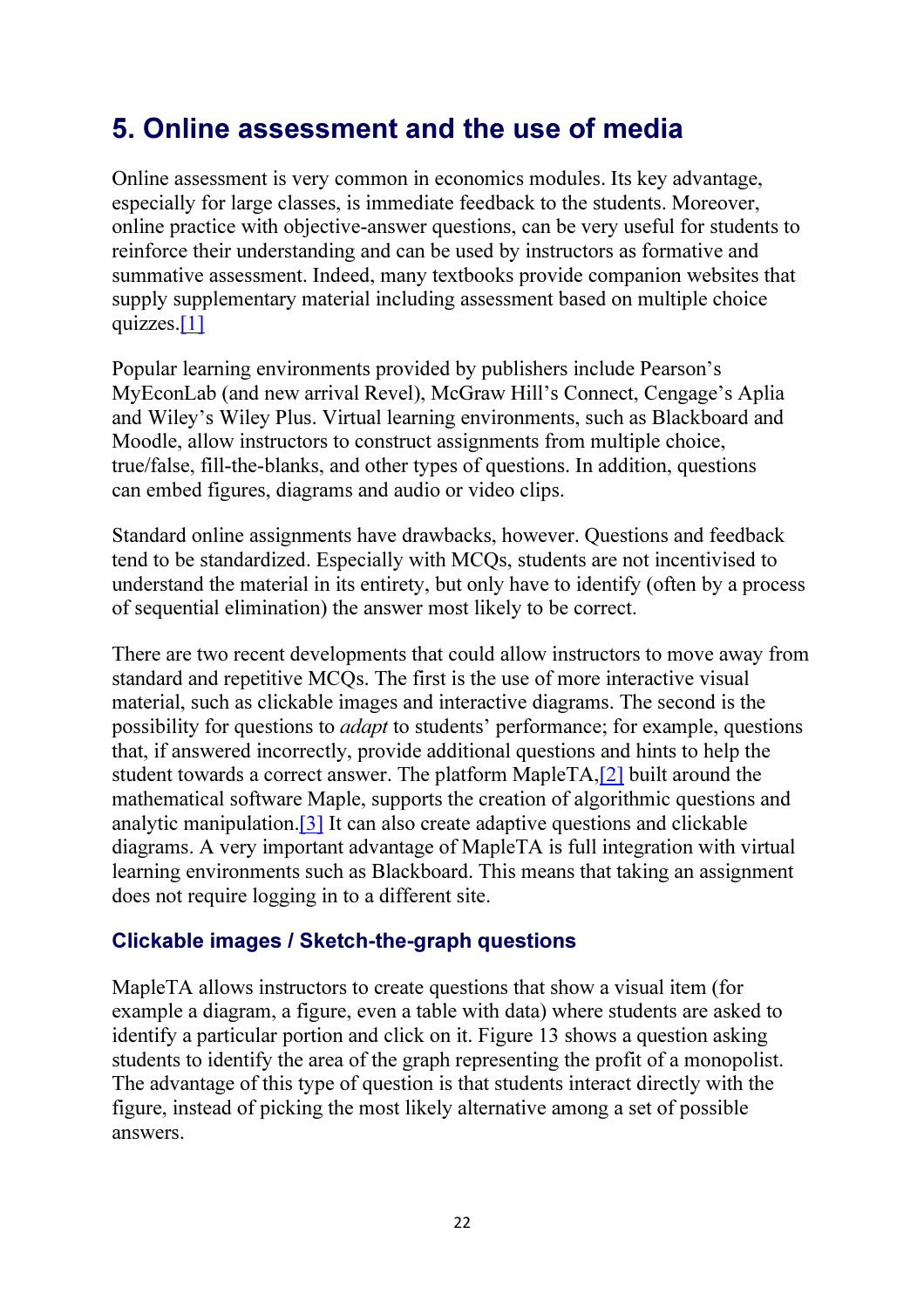## 5. Online assessment and the use of media

Online assessment is very common in economics modules. Its key advantage, especially for large classes, is immediate feedback to the students. Moreover, online practice with objective-answer questions, can be very useful for students to reinforce their understanding and can be used by instructors as formative and summative assessment. Indeed, many textbooks provide companion websites that supply supplementary material including assessment based on multiple choice quizzes.[1]

Popular learning environments provided by publishers include Pearson's MyEconLab (and new arrival Revel), McGraw Hill's Connect, Cengage's Aplia and Wiley's Wiley Plus. Virtual learning environments, such as Blackboard and Moodle, allow instructors to construct assignments from multiple choice, true/false, fill-the-blanks, and other types of questions. In addition, questions can embed figures, diagrams and audio or video clips.

Standard online assignments have drawbacks, however. Questions and feedback tend to be standardized. Especially with MCQs, students are not incentivised to understand the material in its entirety, but only have to identify (often by a process of sequential elimination) the answer most likely to be correct.

There are two recent developments that could allow instructors to move away from standard and repetitive MCQs. The first is the use of more interactive visual material, such as clickable images and interactive diagrams. The second is the possibility for questions to *adapt* to students' performance; for example, questions that, if answered incorrectly, provide additional questions and hints to help the student towards a correct answer. The platform MapleTA,[2] built around the mathematical software Maple, supports the creation of algorithmic questions and analytic manipulation.[3] It can also create adaptive questions and clickable diagrams. A very important advantage of MapleTA is full integration with virtual learning environments such as Blackboard. This means that taking an assignment does not require logging in to a different site.

### Clickable images / Sketch-the-graph questions

MapleTA allows instructors to create questions that show a visual item (for example a diagram, a figure, even a table with data) where students are asked to identify a particular portion and click on it. Figure 13 shows a question asking students to identify the area of the graph representing the profit of a monopolist. The advantage of this type of question is that students interact directly with the figure, instead of picking the most likely alternative among a set of possible answers.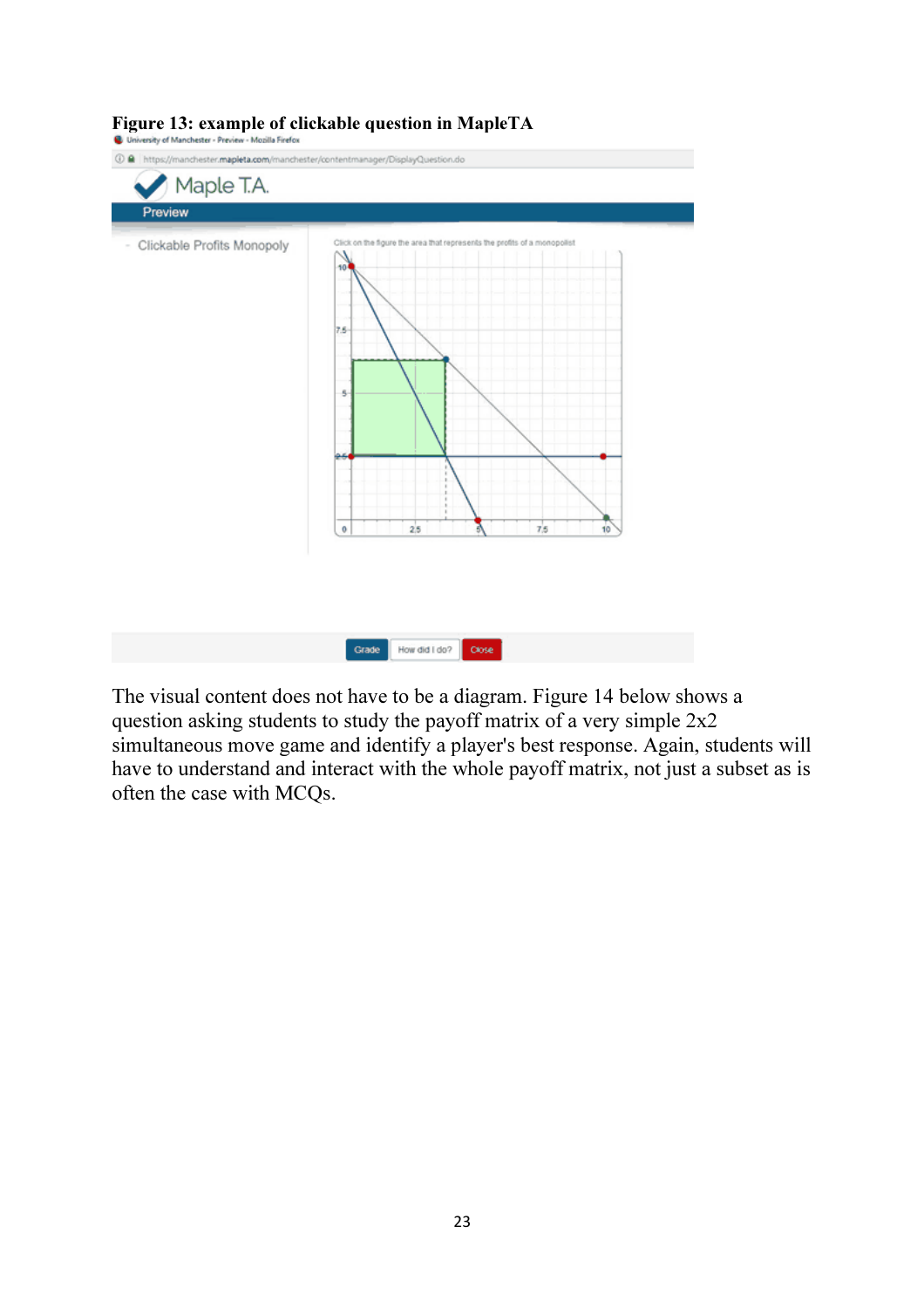**Figure 13: example of clickable question in MapleTA**

The visual content does not have to be a diagram. Figure 14 below shows a question asking students to study the payoff matrix of a very simple 2x2 simultaneous move game and identify a player's best response. Again, students will have to understand and interact with the whole payoff matrix, not just a subset as is often the case with MCQs.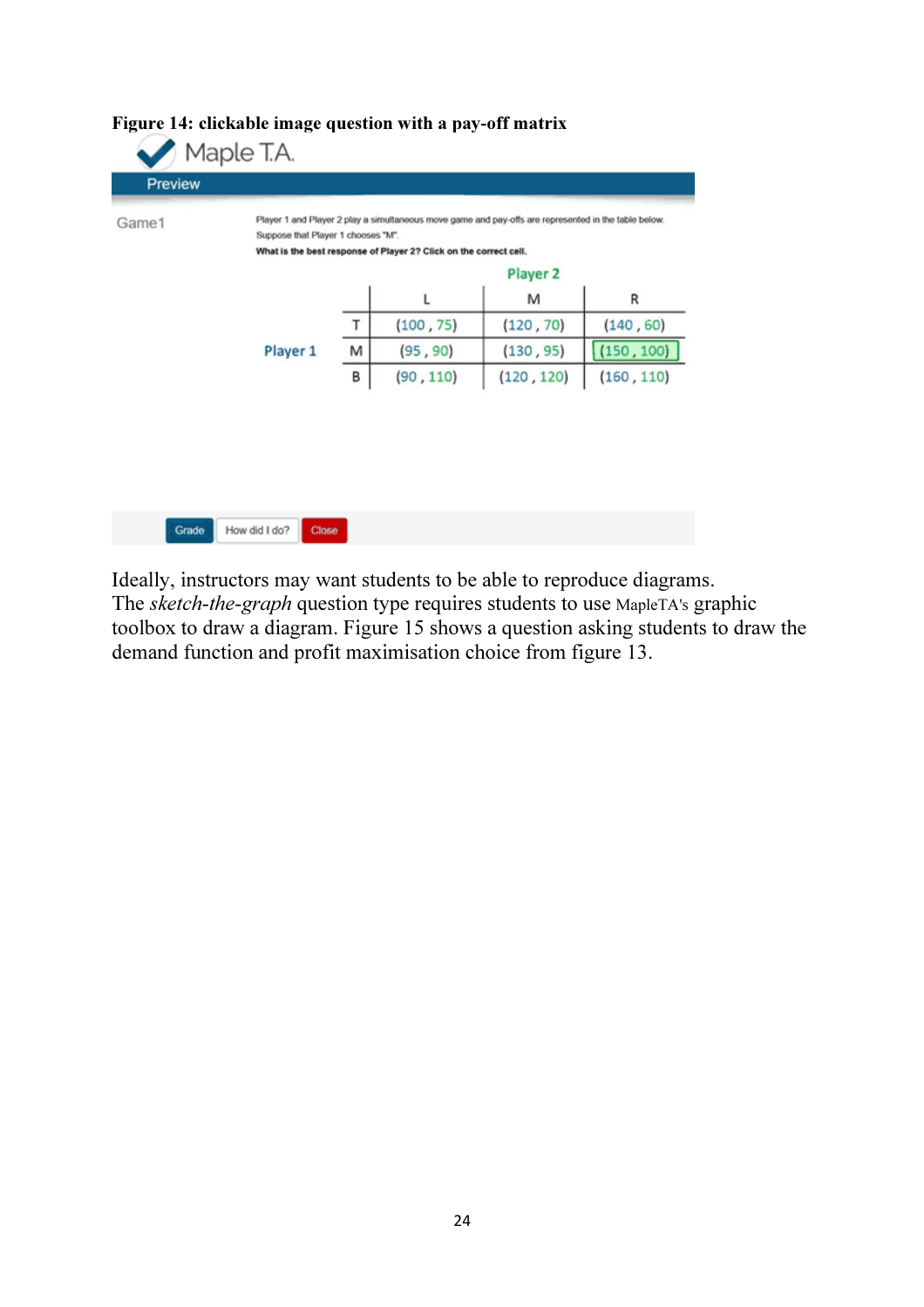**Figure 14: clickable image question with a pay-off matrix**

Maple T.A.

Preview

Game1

Player 1 and Player 2 play a simultaneous move game and pay-offs are represented in the table below.
Suppose that Player 1 chooses "M".
**What is the best response of Player 2? Click on the correct cell.**

| | | Player 2 | | |
|---|---|---|---|---|
| | | L | M | R |
| Player 1 | T | (100 , 75) | (120 , 70) | (140 , 60) |
| | M | (95 , 90) | (130 , 95) | (150 , 100) |
| | B | (90 , 110) | (120 , 120) | (160 , 110) |

Grade | How did I do? | Close

Ideally, instructors may want students to be able to reproduce diagrams. The *sketch-the-graph* question type requires students to use MapleTA's graphic toolbox to draw a diagram. Figure 15 shows a question asking students to draw the demand function and profit maximisation choice from figure 13.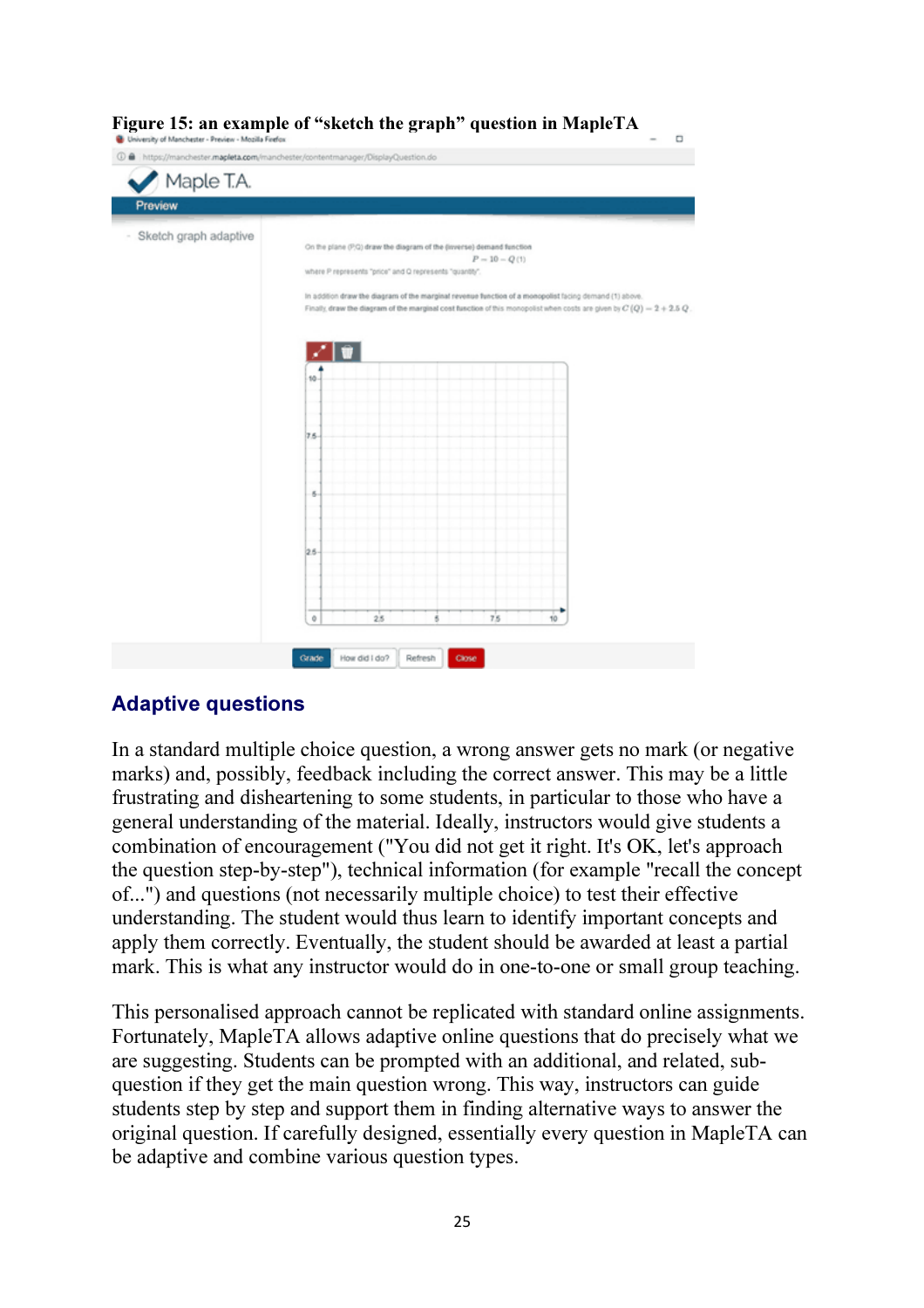**Figure 15: an example of "sketch the graph" question in MapleTA**

## Adaptive questions

In a standard multiple choice question, a wrong answer gets no mark (or negative marks) and, possibly, feedback including the correct answer. This may be a little frustrating and disheartening to some students, in particular to those who have a general understanding of the material. Ideally, instructors would give students a combination of encouragement ("You did not get it right. It's OK, let's approach the question step-by-step"), technical information (for example "recall the concept of...") and questions (not necessarily multiple choice) to test their effective understanding. The student would thus learn to identify important concepts and apply them correctly. Eventually, the student should be awarded at least a partial mark. This is what any instructor would do in one-to-one or small group teaching.

This personalised approach cannot be replicated with standard online assignments. Fortunately, MapleTA allows adaptive online questions that do precisely what we are suggesting. Students can be prompted with an additional, and related, sub-question if they get the main question wrong. This way, instructors can guide students step by step and support them in finding alternative ways to answer the original question. If carefully designed, essentially every question in MapleTA can be adaptive and combine various question types.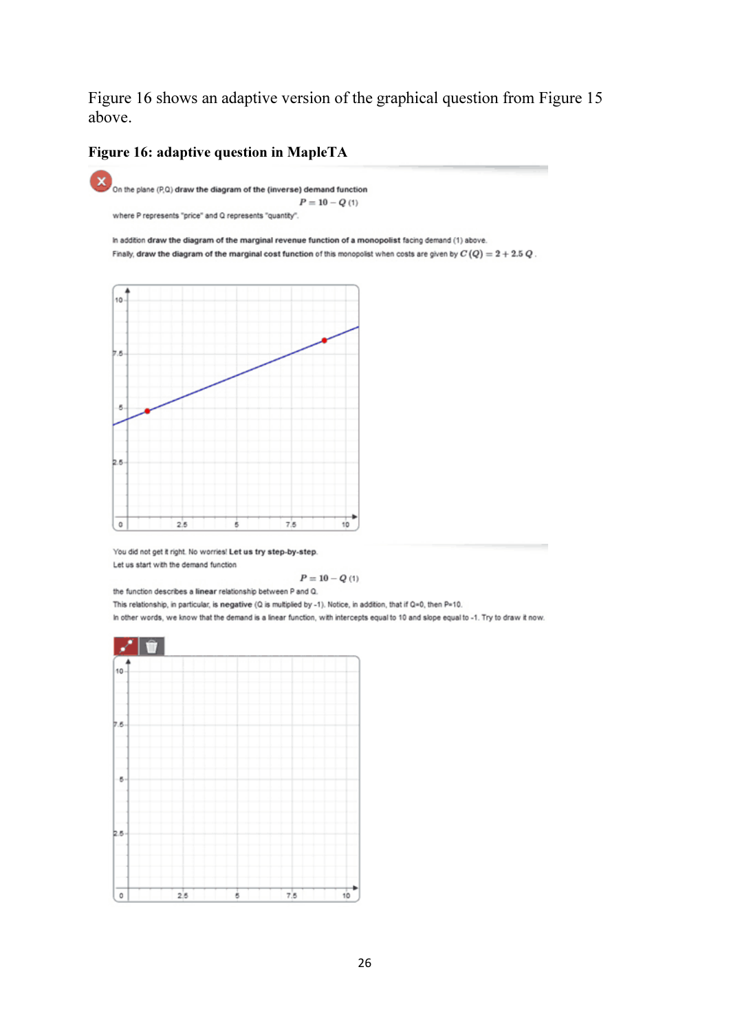Figure 16 shows an adaptive version of the graphical question from Figure 15 above.

**Figure 16: adaptive question in MapleTA**

On the plane (P,Q) **draw the diagram of the (inverse) demand function**

$$P = 10 - Q \;(1)$$

where P represents "price" and Q represents "quantity".

In addition **draw the diagram of the marginal revenue function of a monopolist** facing demand (1) above.

Finally, **draw the diagram of the marginal cost function** of this monopolist when costs are given by $C(Q) = 2 + 2.5\,Q$.

You did not get it right. No worries! **Let us try step-by-step.**

Let us start with the demand function

$$P = 10 - Q \;(1)$$

the function describes a **linear** relationship between P and Q.

This relationship, in particular, is **negative** (Q is multiplied by -1). Notice, in addition, that if Q=0, then P=10.

In other words, we know that the demand is a linear function, with intercepts equal to 10 and slope equal to -1. Try to draw it now.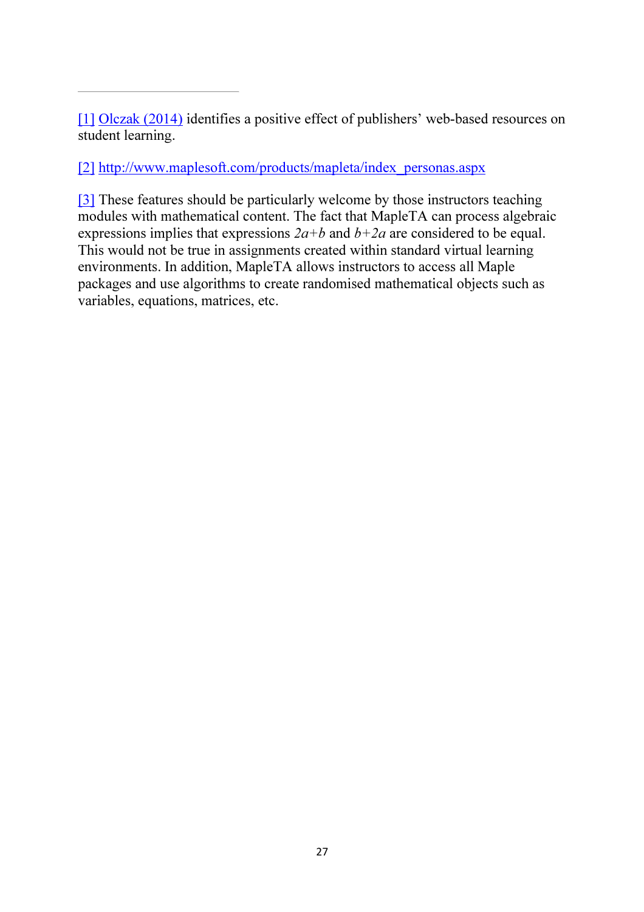---

[1] Olczak (2014) identifies a positive effect of publishers' web-based resources on student learning.

[2] http://www.maplesoft.com/products/mapleta/index_personas.aspx

[3] These features should be particularly welcome by those instructors teaching modules with mathematical content. The fact that MapleTA can process algebraic expressions implies that expressions $2a+b$ and $b+2a$ are considered to be equal. This would not be true in assignments created within standard virtual learning environments. In addition, MapleTA allows instructors to access all Maple packages and use algorithms to create randomised mathematical objects such as variables, equations, matrices, etc.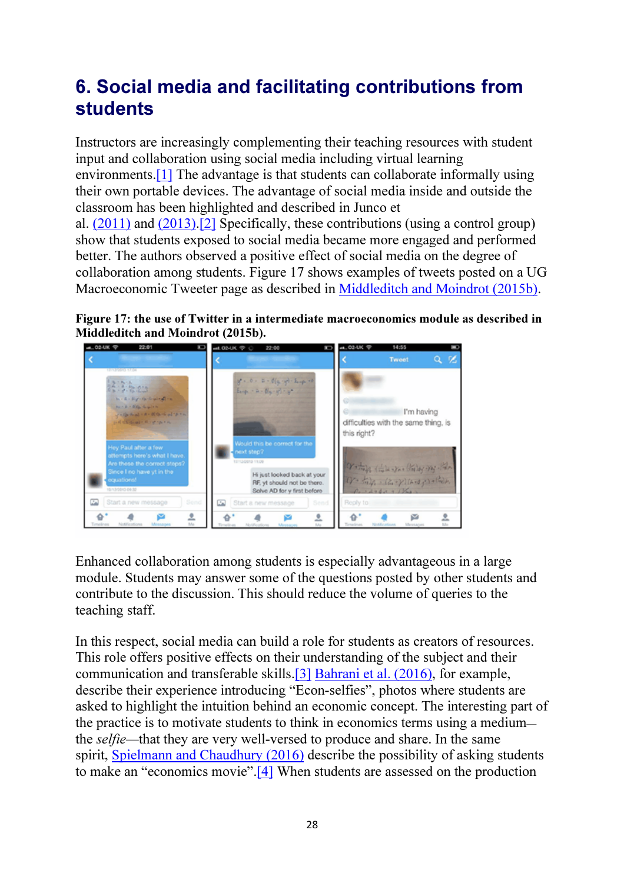## 6. Social media and facilitating contributions from students

Instructors are increasingly complementing their teaching resources with student input and collaboration using social media including virtual learning environments.[1] The advantage is that students can collaborate informally using their own portable devices. The advantage of social media inside and outside the classroom has been highlighted and described in Junco et al. (2011) and (2013).[2] Specifically, these contributions (using a control group) show that students exposed to social media became more engaged and performed better. The authors observed a positive effect of social media on the degree of collaboration among students. Figure 17 shows examples of tweets posted on a UG Macroeconomic Tweeter page as described in Middleditch and Moindrot (2015b).

**Figure 17: the use of Twitter in a intermediate macroeconomics module as described in Middleditch and Moindrot (2015b).**

Enhanced collaboration among students is especially advantageous in a large module. Students may answer some of the questions posted by other students and contribute to the discussion. This should reduce the volume of queries to the teaching staff.

In this respect, social media can build a role for students as creators of resources. This role offers positive effects on their understanding of the subject and their communication and transferable skills.[3] Bahrani et al. (2016), for example, describe their experience introducing "Econ-selfies", photos where students are asked to highlight the intuition behind an economic concept. The interesting part of the practice is to motivate students to think in economics terms using a medium—the *selfie*—that they are very well-versed to produce and share. In the same spirit, Spielmann and Chaudhury (2016) describe the possibility of asking students to make an "economics movie".[4] When students are assessed on the production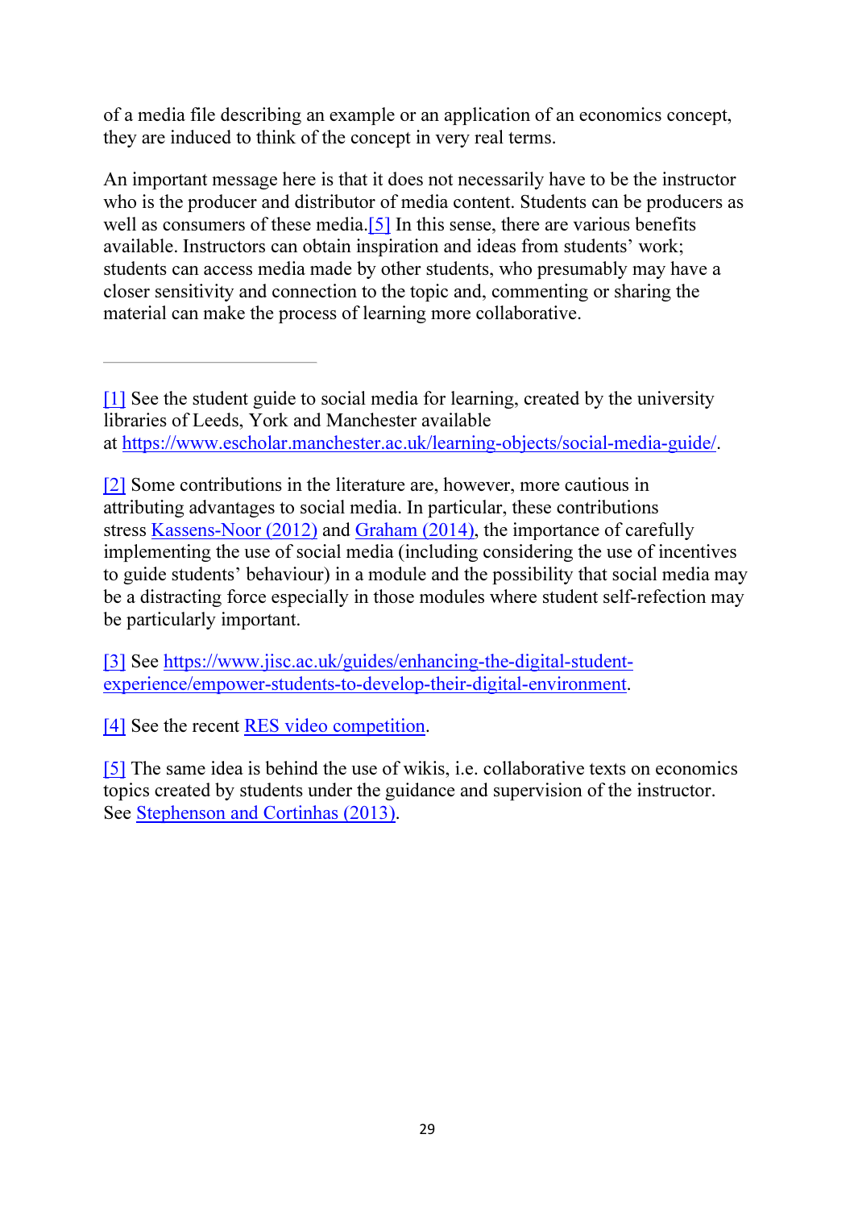of a media file describing an example or an application of an economics concept, they are induced to think of the concept in very real terms.

An important message here is that it does not necessarily have to be the instructor who is the producer and distributor of media content. Students can be producers as well as consumers of these media.[5] In this sense, there are various benefits available. Instructors can obtain inspiration and ideas from students' work; students can access media made by other students, who presumably may have a closer sensitivity and connection to the topic and, commenting or sharing the material can make the process of learning more collaborative.

---

[1] See the student guide to social media for learning, created by the university libraries of Leeds, York and Manchester available at https://www.escholar.manchester.ac.uk/learning-objects/social-media-guide/.

[2] Some contributions in the literature are, however, more cautious in attributing advantages to social media. In particular, these contributions stress Kassens-Noor (2012) and Graham (2014), the importance of carefully implementing the use of social media (including considering the use of incentives to guide students' behaviour) in a module and the possibility that social media may be a distracting force especially in those modules where student self-refection may be particularly important.

[3] See https://www.jisc.ac.uk/guides/enhancing-the-digital-student-experience/empower-students-to-develop-their-digital-environment.

[4] See the recent RES video competition.

[5] The same idea is behind the use of wikis, i.e. collaborative texts on economics topics created by students under the guidance and supervision of the instructor. See Stephenson and Cortinhas (2013).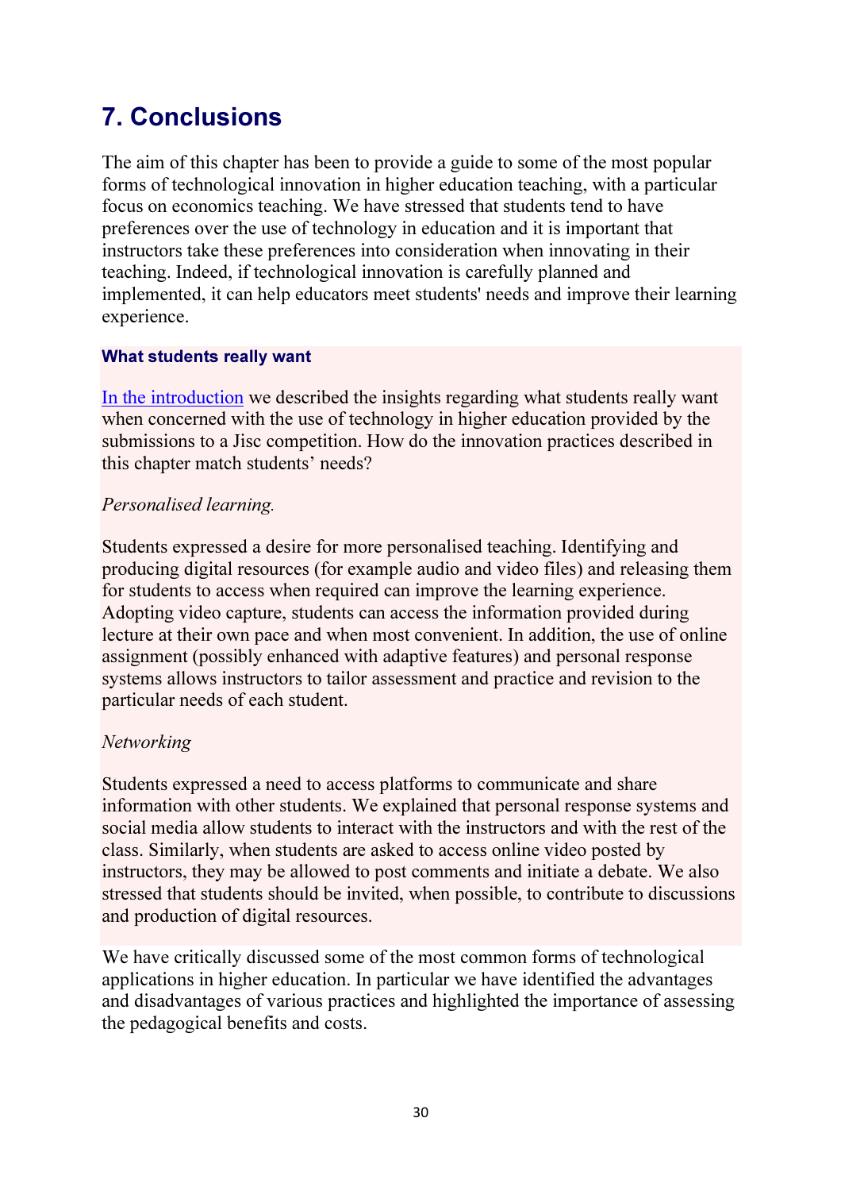## 7. Conclusions

The aim of this chapter has been to provide a guide to some of the most popular forms of technological innovation in higher education teaching, with a particular focus on economics teaching. We have stressed that students tend to have preferences over the use of technology in education and it is important that instructors take these preferences into consideration when innovating in their teaching. Indeed, if technological innovation is carefully planned and implemented, it can help educators meet students' needs and improve their learning experience.

#### What students really want

In the introduction we described the insights regarding what students really want when concerned with the use of technology in higher education provided by the submissions to a Jisc competition. How do the innovation practices described in this chapter match students' needs?

*Personalised learning.*

Students expressed a desire for more personalised teaching. Identifying and producing digital resources (for example audio and video files) and releasing them for students to access when required can improve the learning experience. Adopting video capture, students can access the information provided during lecture at their own pace and when most convenient. In addition, the use of online assignment (possibly enhanced with adaptive features) and personal response systems allows instructors to tailor assessment and practice and revision to the particular needs of each student.

*Networking*

Students expressed a need to access platforms to communicate and share information with other students. We explained that personal response systems and social media allow students to interact with the instructors and with the rest of the class. Similarly, when students are asked to access online video posted by instructors, they may be allowed to post comments and initiate a debate. We also stressed that students should be invited, when possible, to contribute to discussions and production of digital resources.

We have critically discussed some of the most common forms of technological applications in higher education. In particular we have identified the advantages and disadvantages of various practices and highlighted the importance of assessing the pedagogical benefits and costs.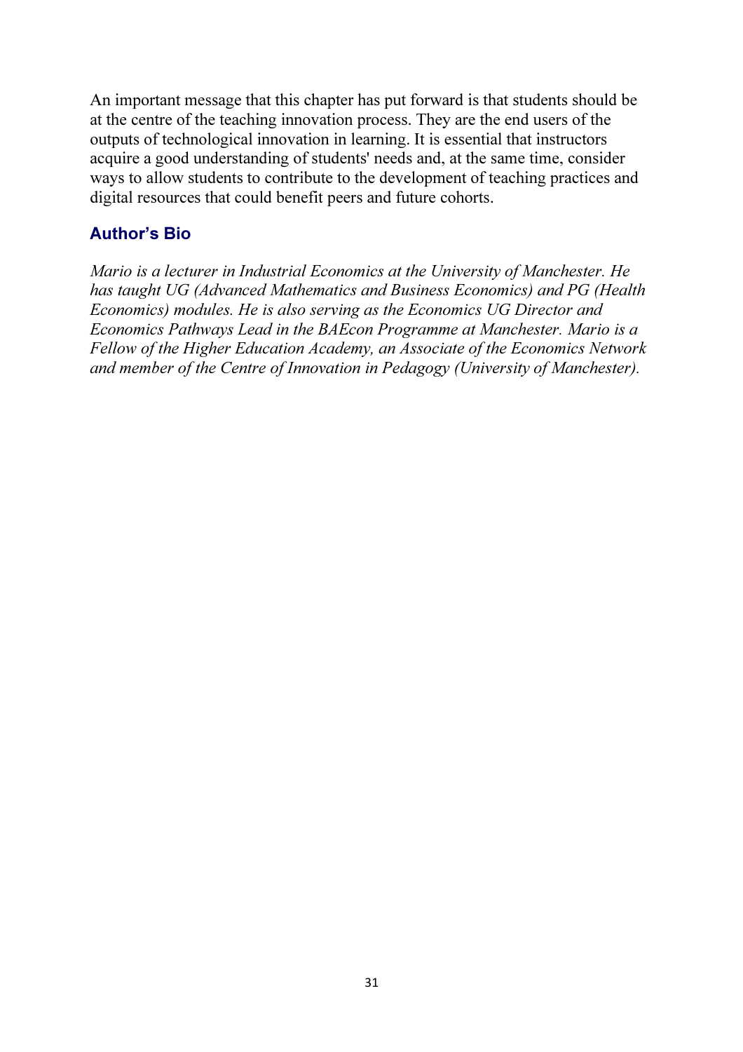An important message that this chapter has put forward is that students should be at the centre of the teaching innovation process. They are the end users of the outputs of technological innovation in learning. It is essential that instructors acquire a good understanding of students' needs and, at the same time, consider ways to allow students to contribute to the development of teaching practices and digital resources that could benefit peers and future cohorts.

## Author's Bio

*Mario is a lecturer in Industrial Economics at the University of Manchester. He has taught UG (Advanced Mathematics and Business Economics) and PG (Health Economics) modules. He is also serving as the Economics UG Director and Economics Pathways Lead in the BAEcon Programme at Manchester. Mario is a Fellow of the Higher Education Academy, an Associate of the Economics Network and member of the Centre of Innovation in Pedagogy (University of Manchester).*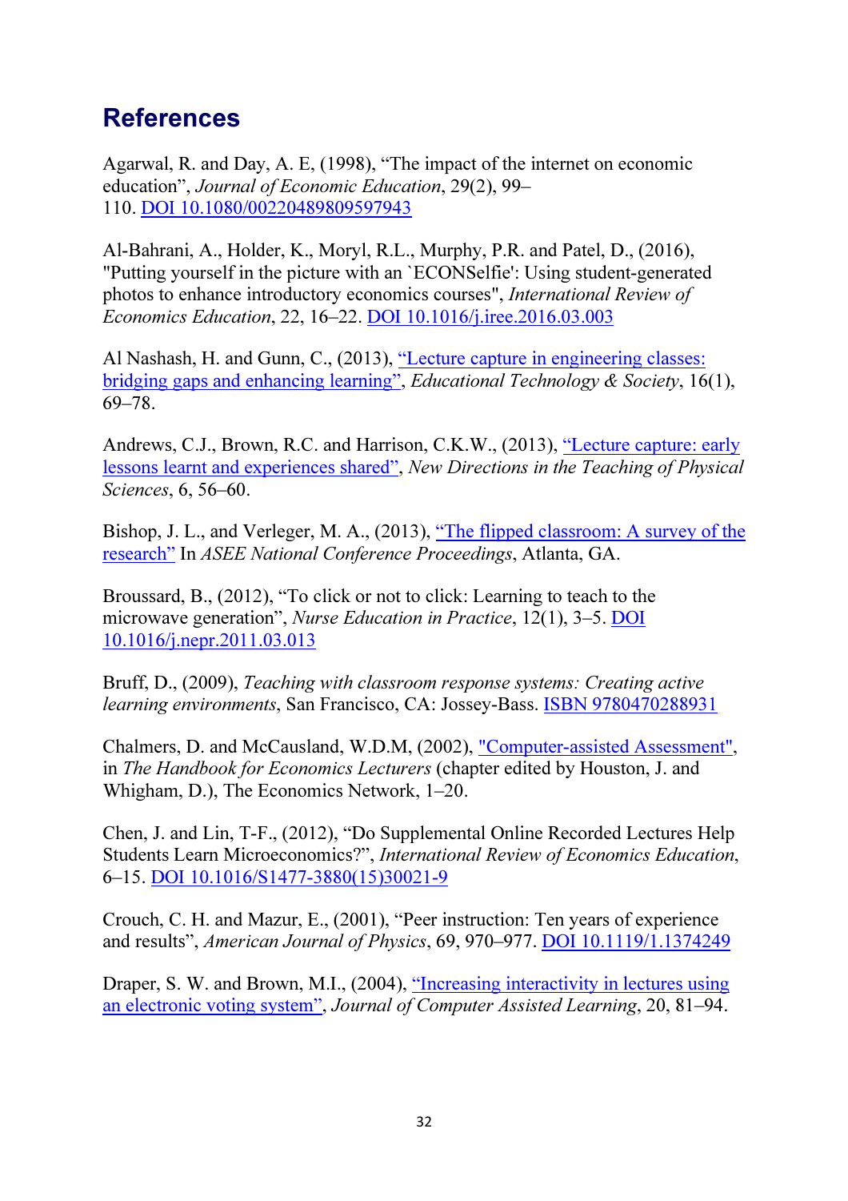## References

Agarwal, R. and Day, A. E, (1998), "The impact of the internet on economic education", *Journal of Economic Education*, 29(2), 99–110. DOI 10.1080/00220489809597943

Al-Bahrani, A., Holder, K., Moryl, R.L., Murphy, P.R. and Patel, D., (2016), "Putting yourself in the picture with an `ECONSelfie': Using student-generated photos to enhance introductory economics courses", *International Review of Economics Education*, 22, 16–22. DOI 10.1016/j.iree.2016.03.003

Al Nashash, H. and Gunn, C., (2013), "Lecture capture in engineering classes: bridging gaps and enhancing learning", *Educational Technology & Society*, 16(1), 69–78.

Andrews, C.J., Brown, R.C. and Harrison, C.K.W., (2013), "Lecture capture: early lessons learnt and experiences shared", *New Directions in the Teaching of Physical Sciences*, 6, 56–60.

Bishop, J. L., and Verleger, M. A., (2013), "The flipped classroom: A survey of the research" In *ASEE National Conference Proceedings*, Atlanta, GA.

Broussard, B., (2012), "To click or not to click: Learning to teach to the microwave generation", *Nurse Education in Practice*, 12(1), 3–5. DOI 10.1016/j.nepr.2011.03.013

Bruff, D., (2009), *Teaching with classroom response systems: Creating active learning environments*, San Francisco, CA: Jossey-Bass. ISBN 9780470288931

Chalmers, D. and McCausland, W.D.M, (2002), "Computer-assisted Assessment", in *The Handbook for Economics Lecturers* (chapter edited by Houston, J. and Whigham, D.), The Economics Network, 1–20.

Chen, J. and Lin, T-F., (2012), "Do Supplemental Online Recorded Lectures Help Students Learn Microeconomics?", *International Review of Economics Education*, 6–15. DOI 10.1016/S1477-3880(15)30021-9

Crouch, C. H. and Mazur, E., (2001), "Peer instruction: Ten years of experience and results", *American Journal of Physics*, 69, 970–977. DOI 10.1119/1.1374249

Draper, S. W. and Brown, M.I., (2004), "Increasing interactivity in lectures using an electronic voting system", *Journal of Computer Assisted Learning*, 20, 81–94.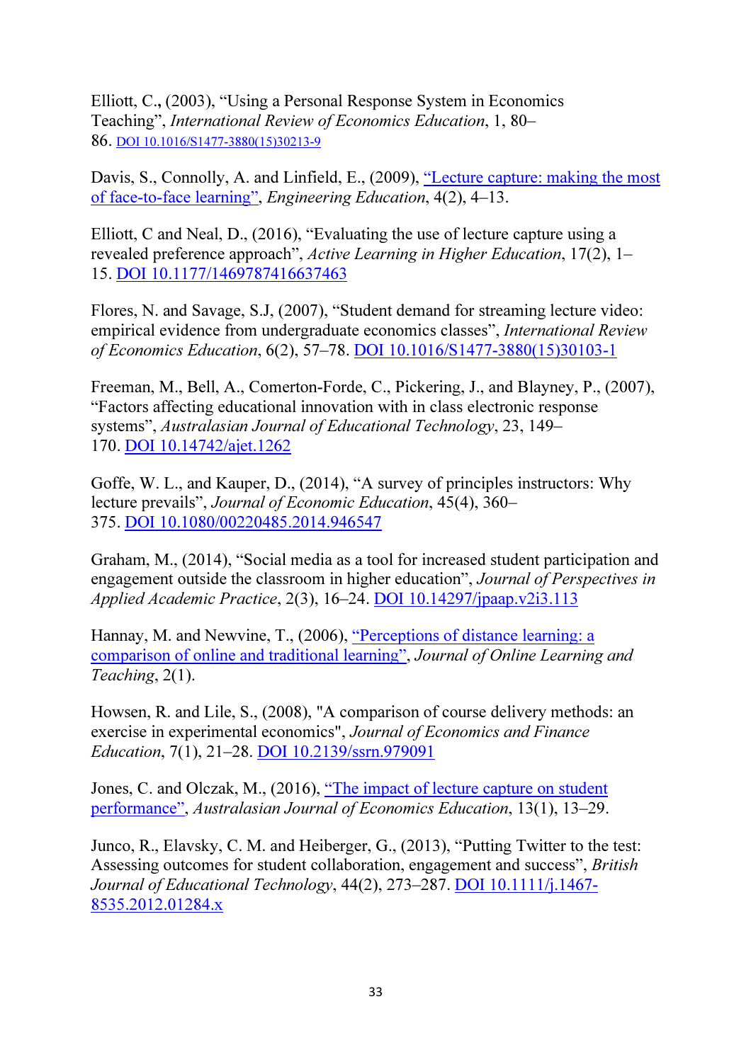Elliott, C., (2003), "Using a Personal Response System in Economics Teaching", *International Review of Economics Education*, 1, 80–86. DOI 10.1016/S1477-3880(15)30213-9

Davis, S., Connolly, A. and Linfield, E., (2009), "Lecture capture: making the most of face-to-face learning", *Engineering Education*, 4(2), 4–13.

Elliott, C and Neal, D., (2016), "Evaluating the use of lecture capture using a revealed preference approach", *Active Learning in Higher Education*, 17(2), 1–15. DOI 10.1177/1469787416637463

Flores, N. and Savage, S.J, (2007), "Student demand for streaming lecture video: empirical evidence from undergraduate economics classes", *International Review of Economics Education*, 6(2), 57–78. DOI 10.1016/S1477-3880(15)30103-1

Freeman, M., Bell, A., Comerton-Forde, C., Pickering, J., and Blayney, P., (2007), "Factors affecting educational innovation with in class electronic response systems", *Australasian Journal of Educational Technology*, 23, 149–170. DOI 10.14742/ajet.1262

Goffe, W. L., and Kauper, D., (2014), "A survey of principles instructors: Why lecture prevails", *Journal of Economic Education*, 45(4), 360–375. DOI 10.1080/00220485.2014.946547

Graham, M., (2014), "Social media as a tool for increased student participation and engagement outside the classroom in higher education", *Journal of Perspectives in Applied Academic Practice*, 2(3), 16–24. DOI 10.14297/jpaap.v2i3.113

Hannay, M. and Newvine, T., (2006), "Perceptions of distance learning: a comparison of online and traditional learning", *Journal of Online Learning and Teaching*, 2(1).

Howsen, R. and Lile, S., (2008), "A comparison of course delivery methods: an exercise in experimental economics", *Journal of Economics and Finance Education*, 7(1), 21–28. DOI 10.2139/ssrn.979091

Jones, C. and Olczak, M., (2016), "The impact of lecture capture on student performance", *Australasian Journal of Economics Education*, 13(1), 13–29.

Junco, R., Elavsky, C. M. and Heiberger, G., (2013), "Putting Twitter to the test: Assessing outcomes for student collaboration, engagement and success", *British Journal of Educational Technology*, 44(2), 273–287. DOI 10.1111/j.1467-8535.2012.01284.x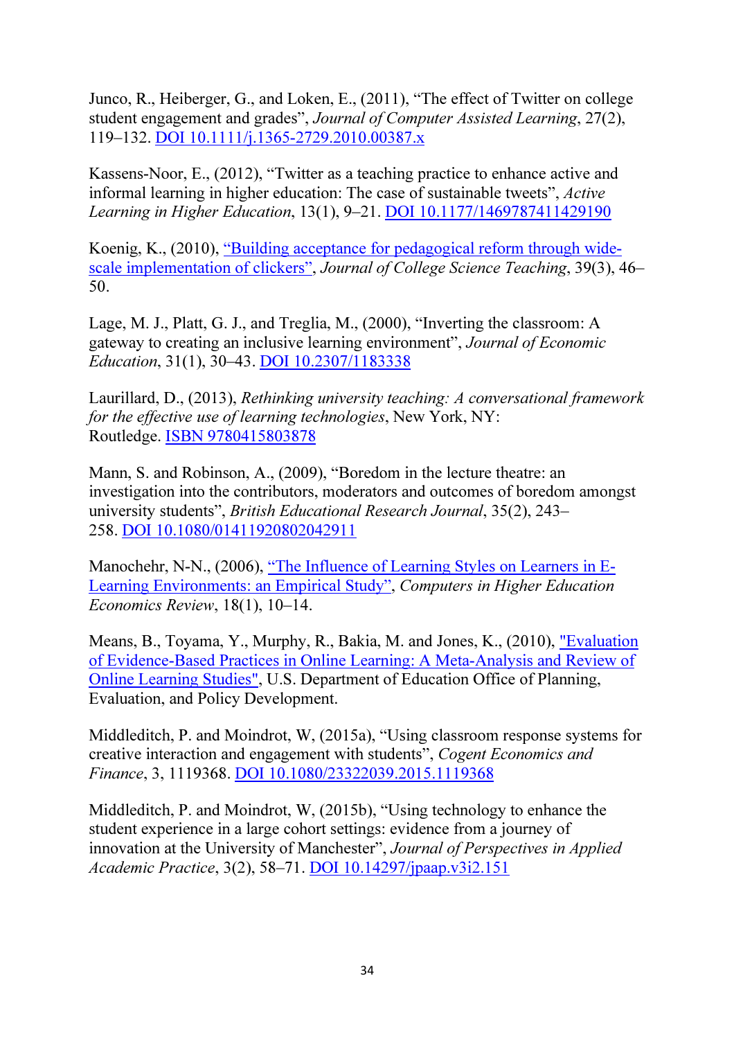Junco, R., Heiberger, G., and Loken, E., (2011), "The effect of Twitter on college student engagement and grades", *Journal of Computer Assisted Learning*, 27(2), 119–132. DOI 10.1111/j.1365-2729.2010.00387.x

Kassens-Noor, E., (2012), "Twitter as a teaching practice to enhance active and informal learning in higher education: The case of sustainable tweets", *Active Learning in Higher Education*, 13(1), 9–21. DOI 10.1177/1469787411429190

Koenig, K., (2010), "Building acceptance for pedagogical reform through wide-scale implementation of clickers", *Journal of College Science Teaching*, 39(3), 46–50.

Lage, M. J., Platt, G. J., and Treglia, M., (2000), "Inverting the classroom: A gateway to creating an inclusive learning environment", *Journal of Economic Education*, 31(1), 30–43. DOI 10.2307/1183338

Laurillard, D., (2013), *Rethinking university teaching: A conversational framework for the effective use of learning technologies*, New York, NY: Routledge. ISBN 9780415803878

Mann, S. and Robinson, A., (2009), "Boredom in the lecture theatre: an investigation into the contributors, moderators and outcomes of boredom amongst university students", *British Educational Research Journal*, 35(2), 243–258. DOI 10.1080/01411920802042911

Manochehr, N-N., (2006), "The Influence of Learning Styles on Learners in E-Learning Environments: an Empirical Study", *Computers in Higher Education Economics Review*, 18(1), 10–14.

Means, B., Toyama, Y., Murphy, R., Bakia, M. and Jones, K., (2010), "Evaluation of Evidence-Based Practices in Online Learning: A Meta-Analysis and Review of Online Learning Studies", U.S. Department of Education Office of Planning, Evaluation, and Policy Development.

Middleditch, P. and Moindrot, W, (2015a), "Using classroom response systems for creative interaction and engagement with students", *Cogent Economics and Finance*, 3, 1119368. DOI 10.1080/23322039.2015.1119368

Middleditch, P. and Moindrot, W, (2015b), "Using technology to enhance the student experience in a large cohort settings: evidence from a journey of innovation at the University of Manchester", *Journal of Perspectives in Applied Academic Practice*, 3(2), 58–71. DOI 10.14297/jpaap.v3i2.151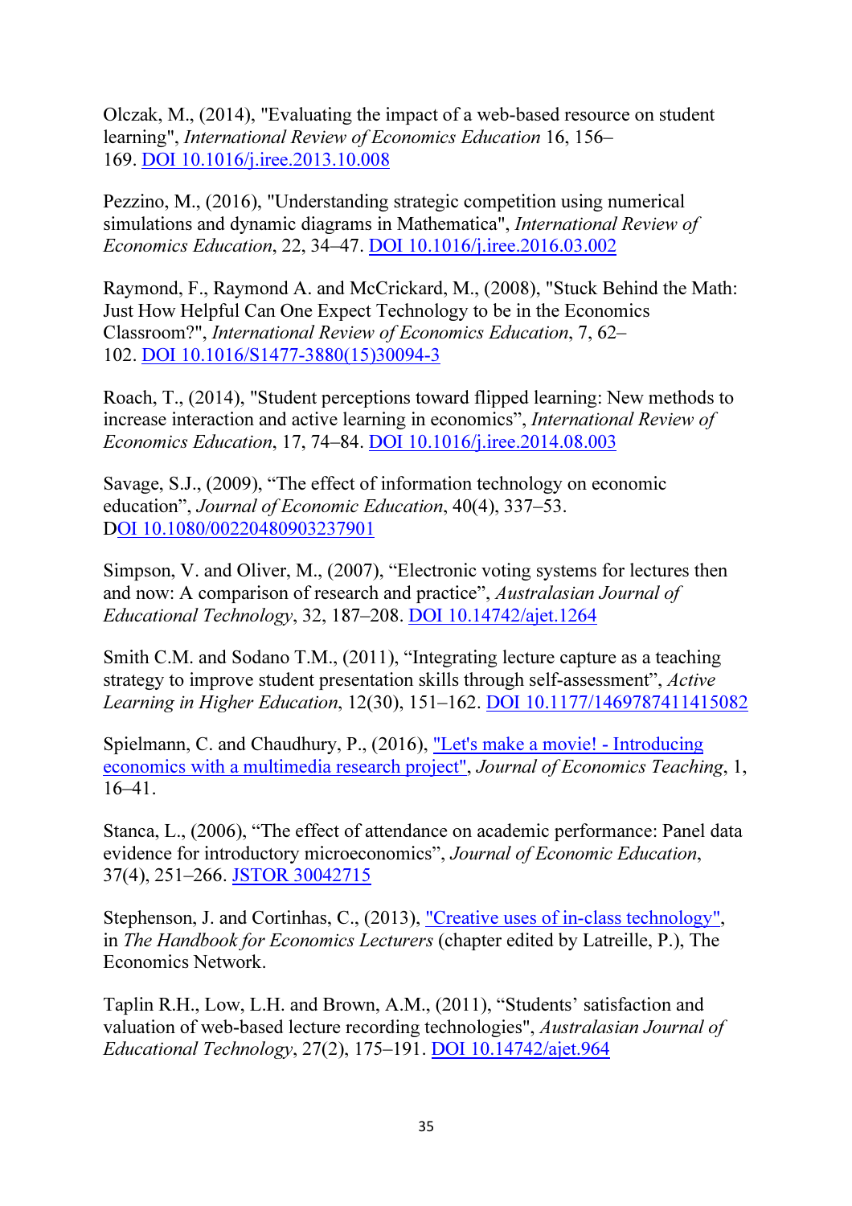Olczak, M., (2014), "Evaluating the impact of a web-based resource on student learning", *International Review of Economics Education* 16, 156–169. DOI 10.1016/j.iree.2013.10.008

Pezzino, M., (2016), "Understanding strategic competition using numerical simulations and dynamic diagrams in Mathematica", *International Review of Economics Education*, 22, 34–47. DOI 10.1016/j.iree.2016.03.002

Raymond, F., Raymond A. and McCrickard, M., (2008), "Stuck Behind the Math: Just How Helpful Can One Expect Technology to be in the Economics Classroom?", *International Review of Economics Education*, 7, 62–102. DOI 10.1016/S1477-3880(15)30094-3

Roach, T., (2014), "Student perceptions toward flipped learning: New methods to increase interaction and active learning in economics", *International Review of Economics Education*, 17, 74–84. DOI 10.1016/j.iree.2014.08.003

Savage, S.J., (2009), "The effect of information technology on economic education", *Journal of Economic Education*, 40(4), 337–53. DOI 10.1080/00220480903237901

Simpson, V. and Oliver, M., (2007), "Electronic voting systems for lectures then and now: A comparison of research and practice", *Australasian Journal of Educational Technology*, 32, 187–208. DOI 10.14742/ajet.1264

Smith C.M. and Sodano T.M., (2011), "Integrating lecture capture as a teaching strategy to improve student presentation skills through self-assessment", *Active Learning in Higher Education*, 12(30), 151–162. DOI 10.1177/1469787411415082

Spielmann, C. and Chaudhury, P., (2016), "Let's make a movie! - Introducing economics with a multimedia research project", *Journal of Economics Teaching*, 1, 16–41.

Stanca, L., (2006), "The effect of attendance on academic performance: Panel data evidence for introductory microeconomics", *Journal of Economic Education*, 37(4), 251–266. JSTOR 30042715

Stephenson, J. and Cortinhas, C., (2013), "Creative uses of in-class technology", in *The Handbook for Economics Lecturers* (chapter edited by Latreille, P.), The Economics Network.

Taplin R.H., Low, L.H. and Brown, A.M., (2011), "Students' satisfaction and valuation of web-based lecture recording technologies", *Australasian Journal of Educational Technology*, 27(2), 175–191. DOI 10.14742/ajet.964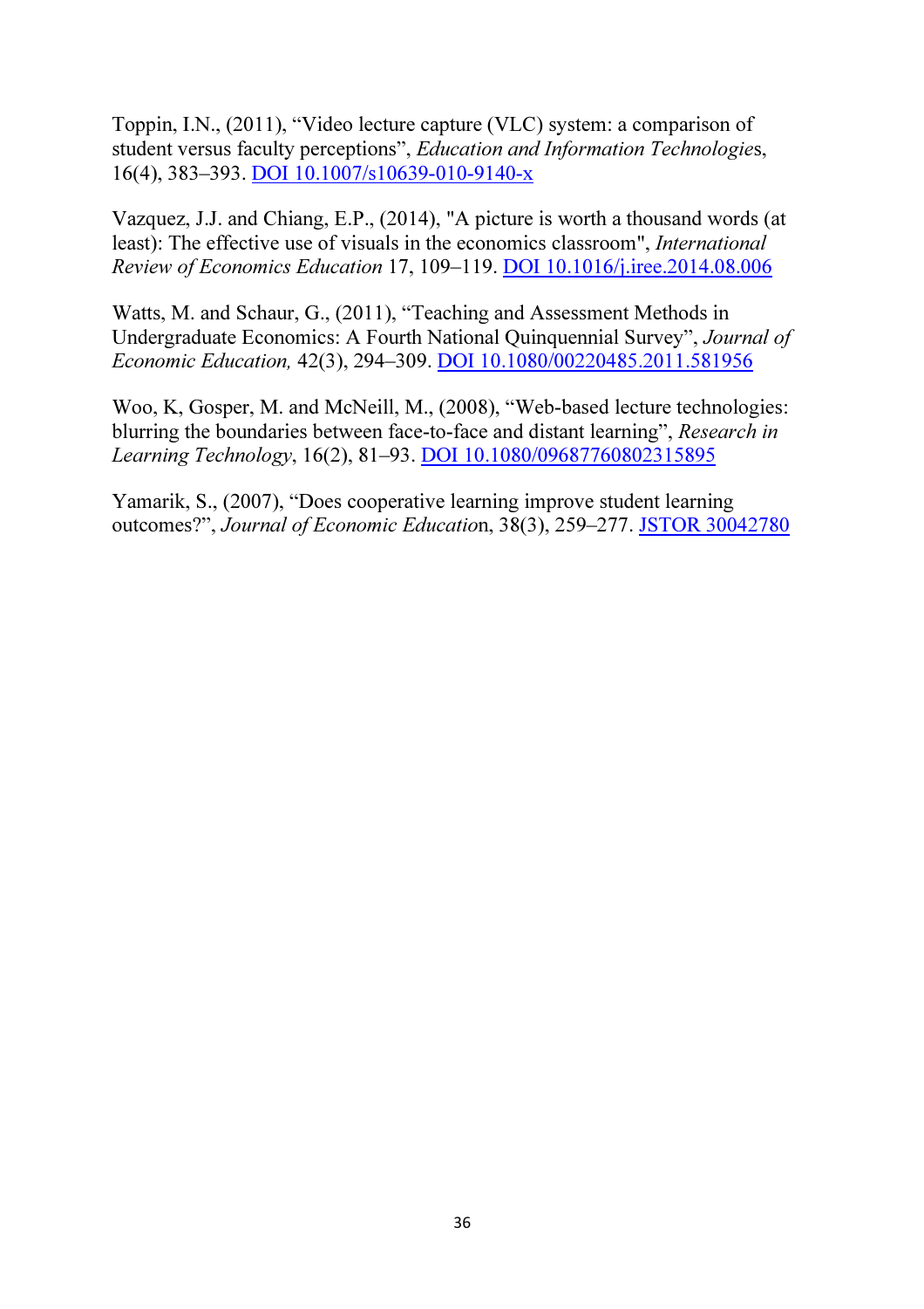Toppin, I.N., (2011), "Video lecture capture (VLC) system: a comparison of student versus faculty perceptions", *Education and Information Technologies*, 16(4), 383–393. [DOI 10.1007/s10639-010-9140-x]

Vazquez, J.J. and Chiang, E.P., (2014), "A picture is worth a thousand words (at least): The effective use of visuals in the economics classroom", *International Review of Economics Education* 17, 109–119. [DOI 10.1016/j.iree.2014.08.006]

Watts, M. and Schaur, G., (2011), "Teaching and Assessment Methods in Undergraduate Economics: A Fourth National Quinquennial Survey", *Journal of Economic Education,* 42(3), 294–309. [DOI 10.1080/00220485.2011.581956]

Woo, K, Gosper, M. and McNeill, M., (2008), "Web-based lecture technologies: blurring the boundaries between face-to-face and distant learning", *Research in Learning Technology*, 16(2), 81–93. [DOI 10.1080/09687760802315895]

Yamarik, S., (2007), "Does cooperative learning improve student learning outcomes?", *Journal of Economic Education*, 38(3), 259–277. [JSTOR 30042780]